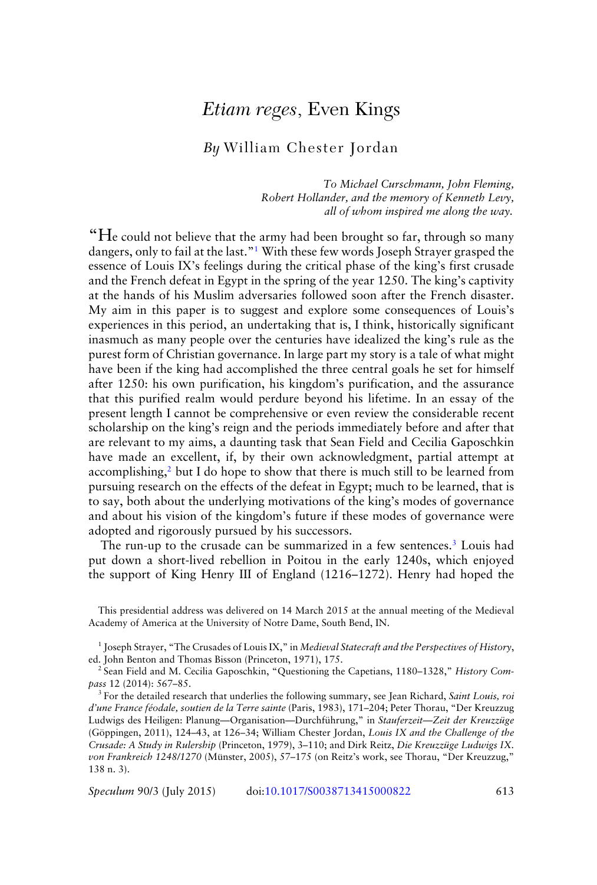# *Etiam reges*, Even Kings

## *By* William Chester Jordan

*To Michael Curschmann, John Fleming, Robert Hollander, and the memory of Kenneth Levy, all of whom inspired me along the way.*

"He could not believe that the army had been brought so far, through so many dangers, only to fail at the last."[1] With these few words Joseph Strayer grasped the essence of Louis IX's feelings during the critical phase of the king's first crusade and the French defeat in Egypt in the spring of the year 1250. The king's captivity at the hands of his Muslim adversaries followed soon after the French disaster. My aim in this paper is to suggest and explore some consequences of Louis's experiences in this period, an undertaking that is, I think, historically significant inasmuch as many people over the centuries have idealized the king's rule as the purest form of Christian governance. In large part my story is a tale of what might have been if the king had accomplished the three central goals he set for himself after 1250: his own purification, his kingdom's purification, and the assurance that this purified realm would perdure beyond his lifetime. In an essay of the present length I cannot be comprehensive or even review the considerable recent scholarship on the king's reign and the periods immediately before and after that are relevant to my aims, a daunting task that Sean Field and Cecilia Gaposchkin have made an excellent, if, by their own acknowledgment, partial attempt at accomplishing,[2] but I do hope to show that there is much still to be learned from pursuing research on the effects of the defeat in Egypt; much to be learned, that is to say, both about the underlying motivations of the king's modes of governance and about his vision of the kingdom's future if these modes of governance were adopted and rigorously pursued by his successors.

The run-up to the crusade can be summarized in a few sentences.[3] Louis had put down a short-lived rebellion in Poitou in the early 1240s, which enjoyed the support of King Henry III of England (1216–1272). Henry had hoped the

This presidential address was delivered on 14 March 2015 at the annual meeting of the Medieval Academy of America at the University of Notre Dame, South Bend, IN.

[1] Joseph Strayer, "The Crusades of Louis IX," in *Medieval Statecraft and the Perspectives of History*, ed. John Benton and Thomas Bisson (Princeton, 1971), 175.

[2] Sean Field and M. Cecilia Gaposchkin, "Questioning the Capetians, 1180–1328," *History Compass* 12 (2014): 567–85.

[3] For the detailed research that underlies the following summary, see Jean Richard, *Saint Louis, roi d'une France féodale, soutien de la Terre sainte* (Paris, 1983), 171–204; Peter Thorau, "Der Kreuzzug Ludwigs des Heiligen: Planung—Organisation—Durchführung," in *Stauferzeit—Zeit der Kreuzzüge* (Göppingen, 2011), 124–43, at 126–34; William Chester Jordan, *Louis IX and the Challenge of the Crusade: A Study in Rulership* (Princeton, 1979), 3–110; and Dirk Reitz, *Die Kreuzzüge Ludwigs IX. von Frankreich 1248/1270* (Münster, 2005), 57–175 (on Reitz's work, see Thorau, "Der Kreuzzug," 138 n. 3).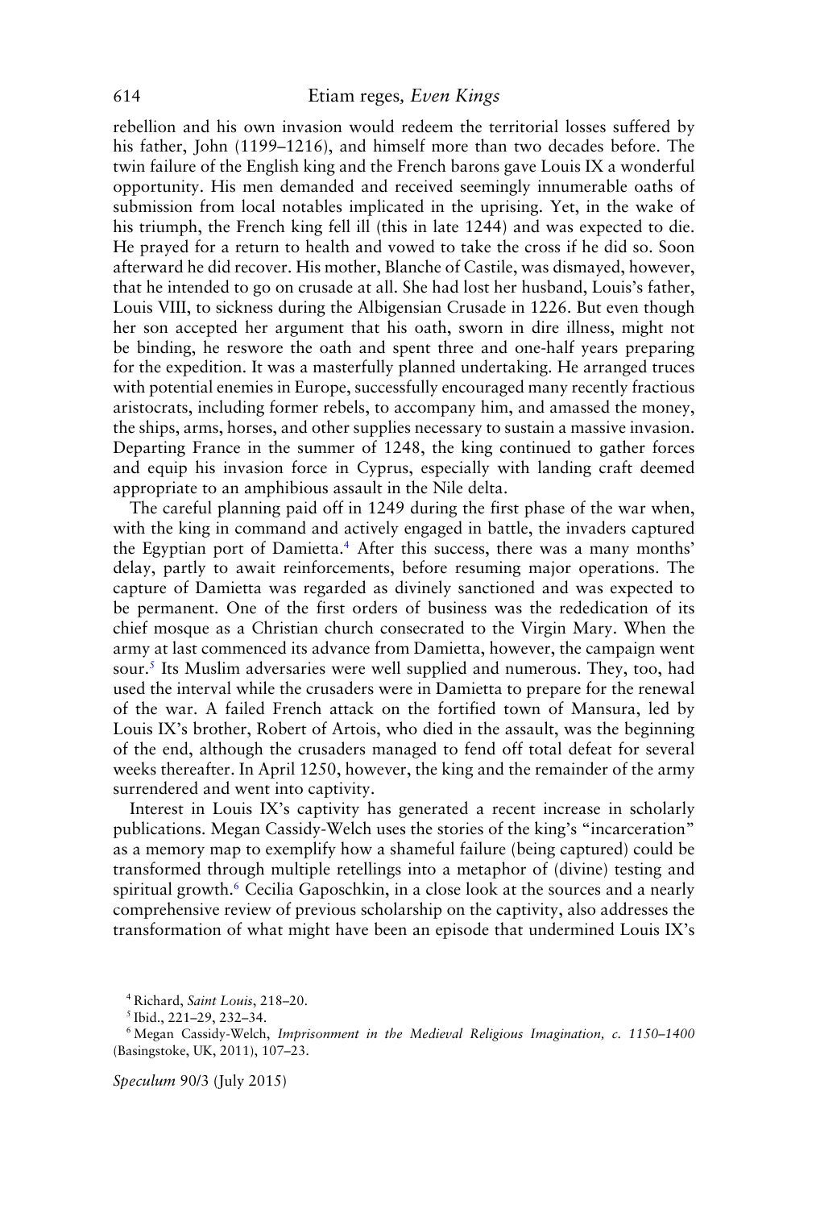rebellion and his own invasion would redeem the territorial losses suffered by his father, John (1199–1216), and himself more than two decades before. The twin failure of the English king and the French barons gave Louis IX a wonderful opportunity. His men demanded and received seemingly innumerable oaths of submission from local notables implicated in the uprising. Yet, in the wake of his triumph, the French king fell ill (this in late 1244) and was expected to die. He prayed for a return to health and vowed to take the cross if he did so. Soon afterward he did recover. His mother, Blanche of Castile, was dismayed, however, that he intended to go on crusade at all. She had lost her husband, Louis's father, Louis VIII, to sickness during the Albigensian Crusade in 1226. But even though her son accepted her argument that his oath, sworn in dire illness, might not be binding, he reswore the oath and spent three and one-half years preparing for the expedition. It was a masterfully planned undertaking. He arranged truces with potential enemies in Europe, successfully encouraged many recently fractious aristocrats, including former rebels, to accompany him, and amassed the money, the ships, arms, horses, and other supplies necessary to sustain a massive invasion. Departing France in the summer of 1248, the king continued to gather forces and equip his invasion force in Cyprus, especially with landing craft deemed appropriate to an amphibious assault in the Nile delta.

The careful planning paid off in 1249 during the first phase of the war when, with the king in command and actively engaged in battle, the invaders captured the Egyptian port of Damietta.[4] After this success, there was a many months' delay, partly to await reinforcements, before resuming major operations. The capture of Damietta was regarded as divinely sanctioned and was expected to be permanent. One of the first orders of business was the rededication of its chief mosque as a Christian church consecrated to the Virgin Mary. When the army at last commenced its advance from Damietta, however, the campaign went sour.[5] Its Muslim adversaries were well supplied and numerous. They, too, had used the interval while the crusaders were in Damietta to prepare for the renewal of the war. A failed French attack on the fortified town of Mansura, led by Louis IX's brother, Robert of Artois, who died in the assault, was the beginning of the end, although the crusaders managed to fend off total defeat for several weeks thereafter. In April 1250, however, the king and the remainder of the army surrendered and went into captivity.

Interest in Louis IX's captivity has generated a recent increase in scholarly publications. Megan Cassidy-Welch uses the stories of the king's "incarceration" as a memory map to exemplify how a shameful failure (being captured) could be transformed through multiple retellings into a metaphor of (divine) testing and spiritual growth.[6] Cecilia Gaposchkin, in a close look at the sources and a nearly comprehensive review of previous scholarship on the captivity, also addresses the transformation of what might have been an episode that undermined Louis IX's

[4] Richard, *Saint Louis*, 218–20.

[5] Ibid., 221–29, 232–34.

[6] Megan Cassidy-Welch, *Imprisonment in the Medieval Religious Imagination, c. 1150–1400* (Basingstoke, UK, 2011), 107–23.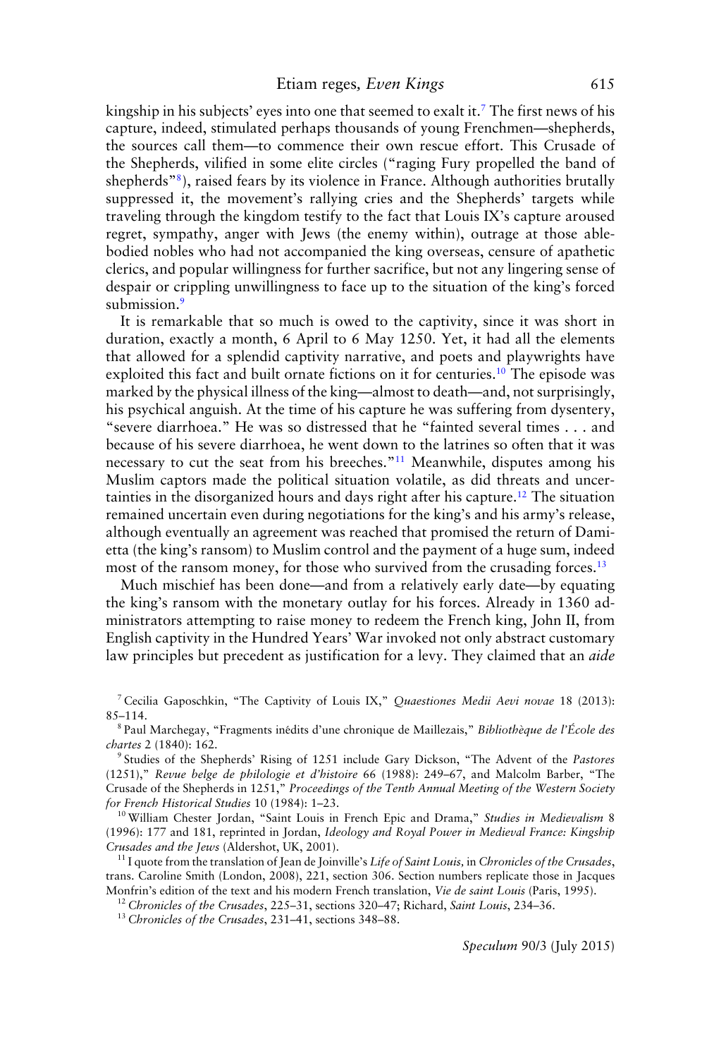kingship in his subjects' eyes into one that seemed to exalt it.[7] The first news of his capture, indeed, stimulated perhaps thousands of young Frenchmen—shepherds, the sources call them—to commence their own rescue effort. This Crusade of the Shepherds, vilified in some elite circles ("raging Fury propelled the band of shepherds"[8]), raised fears by its violence in France. Although authorities brutally suppressed it, the movement's rallying cries and the Shepherds' targets while traveling through the kingdom testify to the fact that Louis IX's capture aroused regret, sympathy, anger with Jews (the enemy within), outrage at those able-bodied nobles who had not accompanied the king overseas, censure of apathetic clerics, and popular willingness for further sacrifice, but not any lingering sense of despair or crippling unwillingness to face up to the situation of the king's forced submission.[9]

It is remarkable that so much is owed to the captivity, since it was short in duration, exactly a month, 6 April to 6 May 1250. Yet, it had all the elements that allowed for a splendid captivity narrative, and poets and playwrights have exploited this fact and built ornate fictions on it for centuries.[10] The episode was marked by the physical illness of the king—almost to death—and, not surprisingly, his psychical anguish. At the time of his capture he was suffering from dysentery, "severe diarrhoea." He was so distressed that he "fainted several times . . . and because of his severe diarrhoea, he went down to the latrines so often that it was necessary to cut the seat from his breeches."[11] Meanwhile, disputes among his Muslim captors made the political situation volatile, as did threats and uncertainties in the disorganized hours and days right after his capture.[12] The situation remained uncertain even during negotiations for the king's and his army's release, although eventually an agreement was reached that promised the return of Damietta (the king's ransom) to Muslim control and the payment of a huge sum, indeed most of the ransom money, for those who survived from the crusading forces.[13]

Much mischief has been done—and from a relatively early date—by equating the king's ransom with the monetary outlay for his forces. Already in 1360 administrators attempting to raise money to redeem the French king, John II, from English captivity in the Hundred Years' War invoked not only abstract customary law principles but precedent as justification for a levy. They claimed that an *aide*

[7] Cecilia Gaposchkin, "The Captivity of Louis IX," *Quaestiones Medii Aevi novae* 18 (2013): 85–114.

[8] Paul Marchegay, "Fragments inédits d'une chronique de Maillezais," *Bibliothèque de l'École des chartes* 2 (1840): 162.

[9] Studies of the Shepherds' Rising of 1251 include Gary Dickson, "The Advent of the *Pastores* (1251)," *Revue belge de philologie et d'histoire* 66 (1988): 249–67, and Malcolm Barber, "The Crusade of the Shepherds in 1251," *Proceedings of the Tenth Annual Meeting of the Western Society for French Historical Studies* 10 (1984): 1–23.

[10] William Chester Jordan, "Saint Louis in French Epic and Drama," *Studies in Medievalism* 8 (1996): 177 and 181, reprinted in Jordan, *Ideology and Royal Power in Medieval France: Kingship Crusades and the Jews* (Aldershot, UK, 2001).

[11] I quote from the translation of Jean de Joinville's *Life of Saint Louis,* in *Chronicles of the Crusades*, trans. Caroline Smith (London, 2008), 221, section 306. Section numbers replicate those in Jacques Monfrin's edition of the text and his modern French translation, *Vie de saint Louis* (Paris, 1995).

[12] *Chronicles of the Crusades*, 225–31, sections 320–47; Richard, *Saint Louis*, 234–36.

[13] *Chronicles of the Crusades*, 231–41, sections 348–88.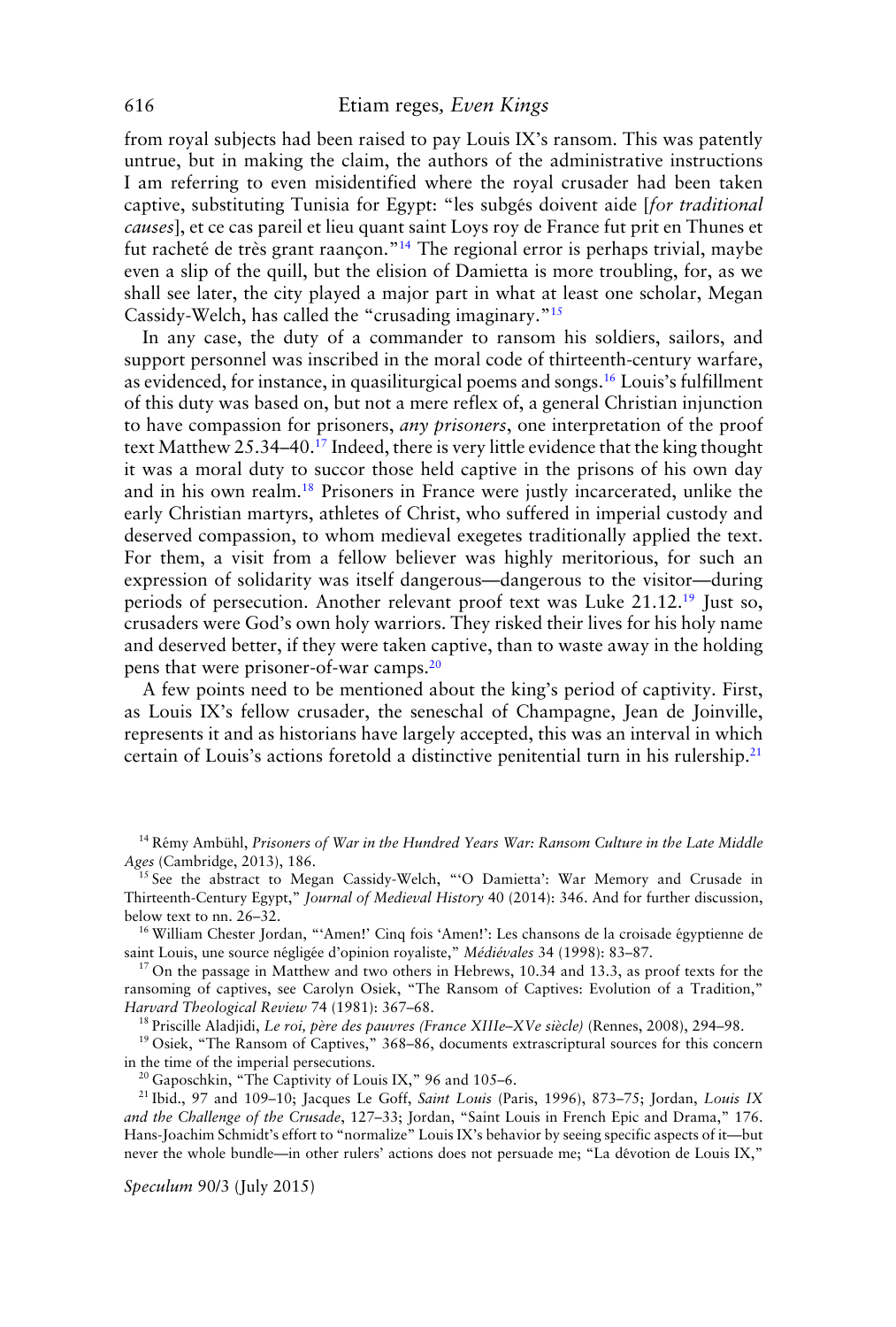from royal subjects had been raised to pay Louis IX's ransom. This was patently untrue, but in making the claim, the authors of the administrative instructions I am referring to even misidentified where the royal crusader had been taken captive, substituting Tunisia for Egypt: "les subgés doivent aide [*for traditional causes*], et ce cas pareil et lieu quant saint Loys roy de France fut prit en Thunes et fut racheté de très grant raançon."[14] The regional error is perhaps trivial, maybe even a slip of the quill, but the elision of Damietta is more troubling, for, as we shall see later, the city played a major part in what at least one scholar, Megan Cassidy-Welch, has called the "crusading imaginary."[15]

In any case, the duty of a commander to ransom his soldiers, sailors, and support personnel was inscribed in the moral code of thirteenth-century warfare, as evidenced, for instance, in quasiliturgical poems and songs.[16] Louis's fulfillment of this duty was based on, but not a mere reflex of, a general Christian injunction to have compassion for prisoners, *any prisoners*, one interpretation of the proof text Matthew 25.34–40.[17] Indeed, there is very little evidence that the king thought it was a moral duty to succor those held captive in the prisons of his own day and in his own realm.[18] Prisoners in France were justly incarcerated, unlike the early Christian martyrs, athletes of Christ, who suffered in imperial custody and deserved compassion, to whom medieval exegetes traditionally applied the text. For them, a visit from a fellow believer was highly meritorious, for such an expression of solidarity was itself dangerous—dangerous to the visitor—during periods of persecution. Another relevant proof text was Luke 21.12.[19] Just so, crusaders were God's own holy warriors. They risked their lives for his holy name and deserved better, if they were taken captive, than to waste away in the holding pens that were prisoner-of-war camps.[20]

A few points need to be mentioned about the king's period of captivity. First, as Louis IX's fellow crusader, the seneschal of Champagne, Jean de Joinville, represents it and as historians have largely accepted, this was an interval in which certain of Louis's actions foretold a distinctive penitential turn in his rulership.[21]

---

[14] Rémy Ambühl, *Prisoners of War in the Hundred Years War: Ransom Culture in the Late Middle Ages* (Cambridge, 2013), 186.

[15] See the abstract to Megan Cassidy-Welch, "'O Damietta': War Memory and Crusade in Thirteenth-Century Egypt," *Journal of Medieval History* 40 (2014): 346. And for further discussion, below text to nn. 26–32.

[16] William Chester Jordan, "'Amen!' Cinq fois 'Amen!': Les chansons de la croisade égyptienne de saint Louis, une source négligée d'opinion royaliste," *Médiévales* 34 (1998): 83–87.

[17] On the passage in Matthew and two others in Hebrews, 10.34 and 13.3, as proof texts for the ransoming of captives, see Carolyn Osiek, "The Ransom of Captives: Evolution of a Tradition," *Harvard Theological Review* 74 (1981): 367–68.

[18] Priscille Aladjidi, *Le roi, père des pauvres (France XIIIe–XVe siècle)* (Rennes, 2008), 294–98.

[19] Osiek, "The Ransom of Captives," 368–86, documents extrascriptural sources for this concern in the time of the imperial persecutions.

[20] Gaposchkin, "The Captivity of Louis IX," 96 and 105–6.

[21] Ibid., 97 and 109–10; Jacques Le Goff, *Saint Louis* (Paris, 1996), 873–75; Jordan, *Louis IX and the Challenge of the Crusade*, 127–33; Jordan, "Saint Louis in French Epic and Drama," 176. Hans-Joachim Schmidt's effort to "normalize" Louis IX's behavior by seeing specific aspects of it—but never the whole bundle—in other rulers' actions does not persuade me; "La dévotion de Louis IX,"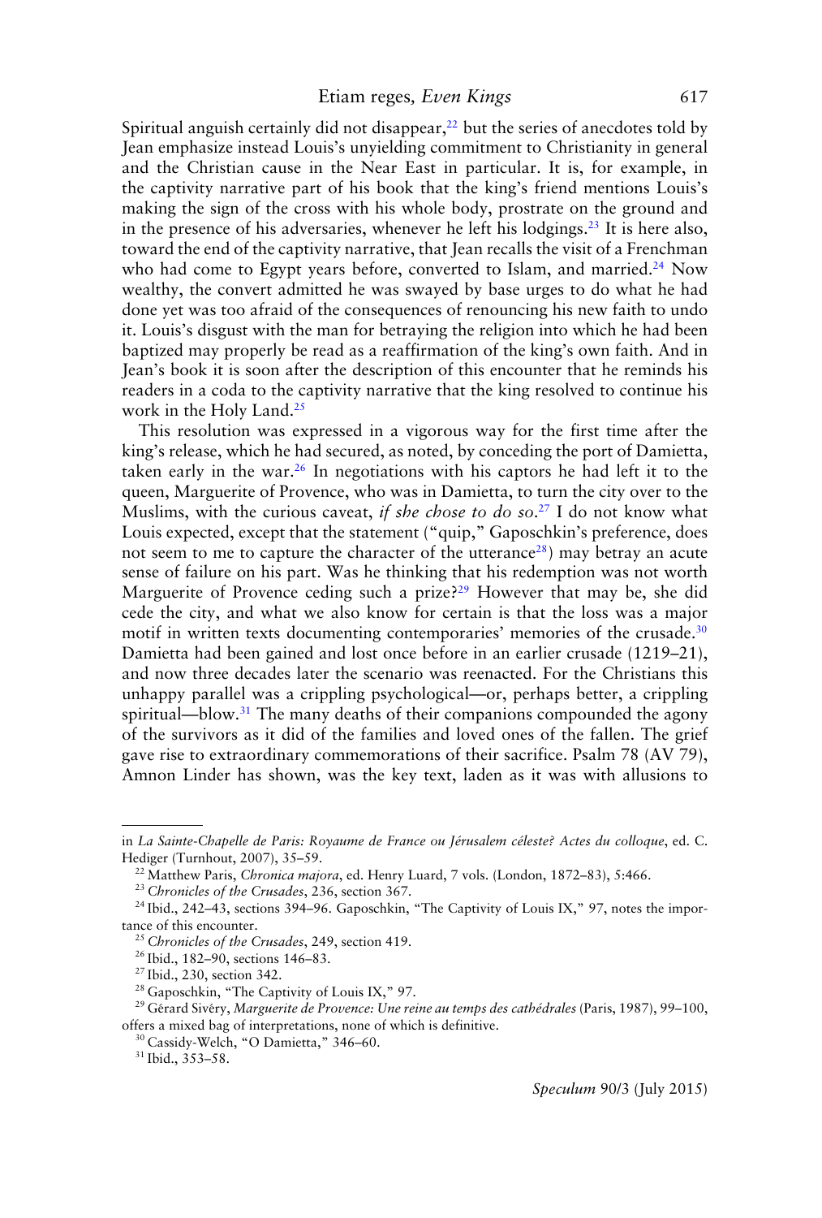Spiritual anguish certainly did not disappear,[22] but the series of anecdotes told by Jean emphasize instead Louis's unyielding commitment to Christianity in general and the Christian cause in the Near East in particular. It is, for example, in the captivity narrative part of his book that the king's friend mentions Louis's making the sign of the cross with his whole body, prostrate on the ground and in the presence of his adversaries, whenever he left his lodgings.[23] It is here also, toward the end of the captivity narrative, that Jean recalls the visit of a Frenchman who had come to Egypt years before, converted to Islam, and married.[24] Now wealthy, the convert admitted he was swayed by base urges to do what he had done yet was too afraid of the consequences of renouncing his new faith to undo it. Louis's disgust with the man for betraying the religion into which he had been baptized may properly be read as a reaffirmation of the king's own faith. And in Jean's book it is soon after the description of this encounter that he reminds his readers in a coda to the captivity narrative that the king resolved to continue his work in the Holy Land.[25]

This resolution was expressed in a vigorous way for the first time after the king's release, which he had secured, as noted, by conceding the port of Damietta, taken early in the war.[26] In negotiations with his captors he had left it to the queen, Marguerite of Provence, who was in Damietta, to turn the city over to the Muslims, with the curious caveat, *if she chose to do so*.[27] I do not know what Louis expected, except that the statement ("quip," Gaposchkin's preference, does not seem to me to capture the character of the utterance[28]) may betray an acute sense of failure on his part. Was he thinking that his redemption was not worth Marguerite of Provence ceding such a prize?[29] However that may be, she did cede the city, and what we also know for certain is that the loss was a major motif in written texts documenting contemporaries' memories of the crusade.[30] Damietta had been gained and lost once before in an earlier crusade (1219–21), and now three decades later the scenario was reenacted. For the Christians this unhappy parallel was a crippling psychological—or, perhaps better, a crippling spiritual—blow.[31] The many deaths of their companions compounded the agony of the survivors as it did of the families and loved ones of the fallen. The grief gave rise to extraordinary commemorations of their sacrifice. Psalm 78 (AV 79), Amnon Linder has shown, was the key text, laden as it was with allusions to

---

in *La Sainte-Chapelle de Paris: Royaume de France ou Jérusalem céleste? Actes du colloque*, ed. C. Hediger (Turnhout, 2007), 35–59.

[22] Matthew Paris, *Chronica majora*, ed. Henry Luard, 7 vols. (London, 1872–83), 5:466.

[23] *Chronicles of the Crusades*, 236, section 367.

[24] Ibid., 242–43, sections 394–96. Gaposchkin, "The Captivity of Louis IX," 97, notes the importance of this encounter.

[25] *Chronicles of the Crusades*, 249, section 419.

[26] Ibid., 182–90, sections 146–83.

[27] Ibid., 230, section 342.

[28] Gaposchkin, "The Captivity of Louis IX," 97.

[29] Gérard Sivéry, *Marguerite de Provence: Une reine au temps des cathédrales* (Paris, 1987), 99–100, offers a mixed bag of interpretations, none of which is definitive.

[30] Cassidy-Welch, "O Damietta," 346–60.

[31] Ibid., 353–58.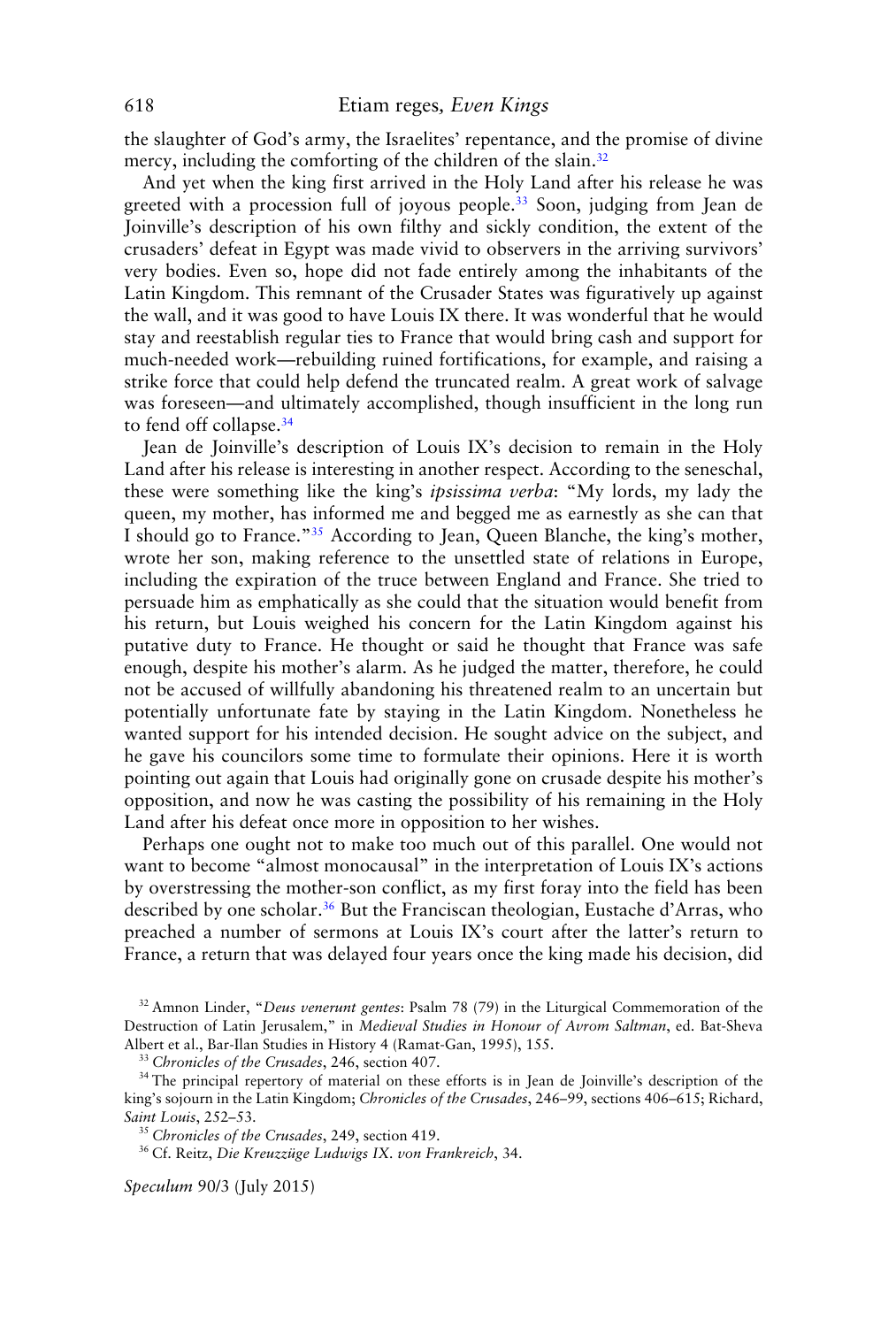the slaughter of God's army, the Israelites' repentance, and the promise of divine mercy, including the comforting of the children of the slain.[32]

And yet when the king first arrived in the Holy Land after his release he was greeted with a procession full of joyous people.[33] Soon, judging from Jean de Joinville's description of his own filthy and sickly condition, the extent of the crusaders' defeat in Egypt was made vivid to observers in the arriving survivors' very bodies. Even so, hope did not fade entirely among the inhabitants of the Latin Kingdom. This remnant of the Crusader States was figuratively up against the wall, and it was good to have Louis IX there. It was wonderful that he would stay and reestablish regular ties to France that would bring cash and support for much-needed work—rebuilding ruined fortifications, for example, and raising a strike force that could help defend the truncated realm. A great work of salvage was foreseen—and ultimately accomplished, though insufficient in the long run to fend off collapse.[34]

Jean de Joinville's description of Louis IX's decision to remain in the Holy Land after his release is interesting in another respect. According to the seneschal, these were something like the king's *ipsissima verba*: "My lords, my lady the queen, my mother, has informed me and begged me as earnestly as she can that I should go to France."[35] According to Jean, Queen Blanche, the king's mother, wrote her son, making reference to the unsettled state of relations in Europe, including the expiration of the truce between England and France. She tried to persuade him as emphatically as she could that the situation would benefit from his return, but Louis weighed his concern for the Latin Kingdom against his putative duty to France. He thought or said he thought that France was safe enough, despite his mother's alarm. As he judged the matter, therefore, he could not be accused of willfully abandoning his threatened realm to an uncertain but potentially unfortunate fate by staying in the Latin Kingdom. Nonetheless he wanted support for his intended decision. He sought advice on the subject, and he gave his councilors some time to formulate their opinions. Here it is worth pointing out again that Louis had originally gone on crusade despite his mother's opposition, and now he was casting the possibility of his remaining in the Holy Land after his defeat once more in opposition to her wishes.

Perhaps one ought not to make too much out of this parallel. One would not want to become "almost monocausal" in the interpretation of Louis IX's actions by overstressing the mother-son conflict, as my first foray into the field has been described by one scholar.[36] But the Franciscan theologian, Eustache d'Arras, who preached a number of sermons at Louis IX's court after the latter's return to France, a return that was delayed four years once the king made his decision, did

---

[32] Amnon Linder, "*Deus venerunt gentes*: Psalm 78 (79) in the Liturgical Commemoration of the Destruction of Latin Jerusalem," in *Medieval Studies in Honour of Avrom Saltman*, ed. Bat-Sheva Albert et al., Bar-Ilan Studies in History 4 (Ramat-Gan, 1995), 155.

[33] *Chronicles of the Crusades*, 246, section 407.

[34] The principal repertory of material on these efforts is in Jean de Joinville's description of the king's sojourn in the Latin Kingdom; *Chronicles of the Crusades*, 246–99, sections 406–615; Richard, *Saint Louis*, 252–53.

[35] *Chronicles of the Crusades*, 249, section 419.

[36] Cf. Reitz, *Die Kreuzzüge Ludwigs IX. von Frankreich*, 34.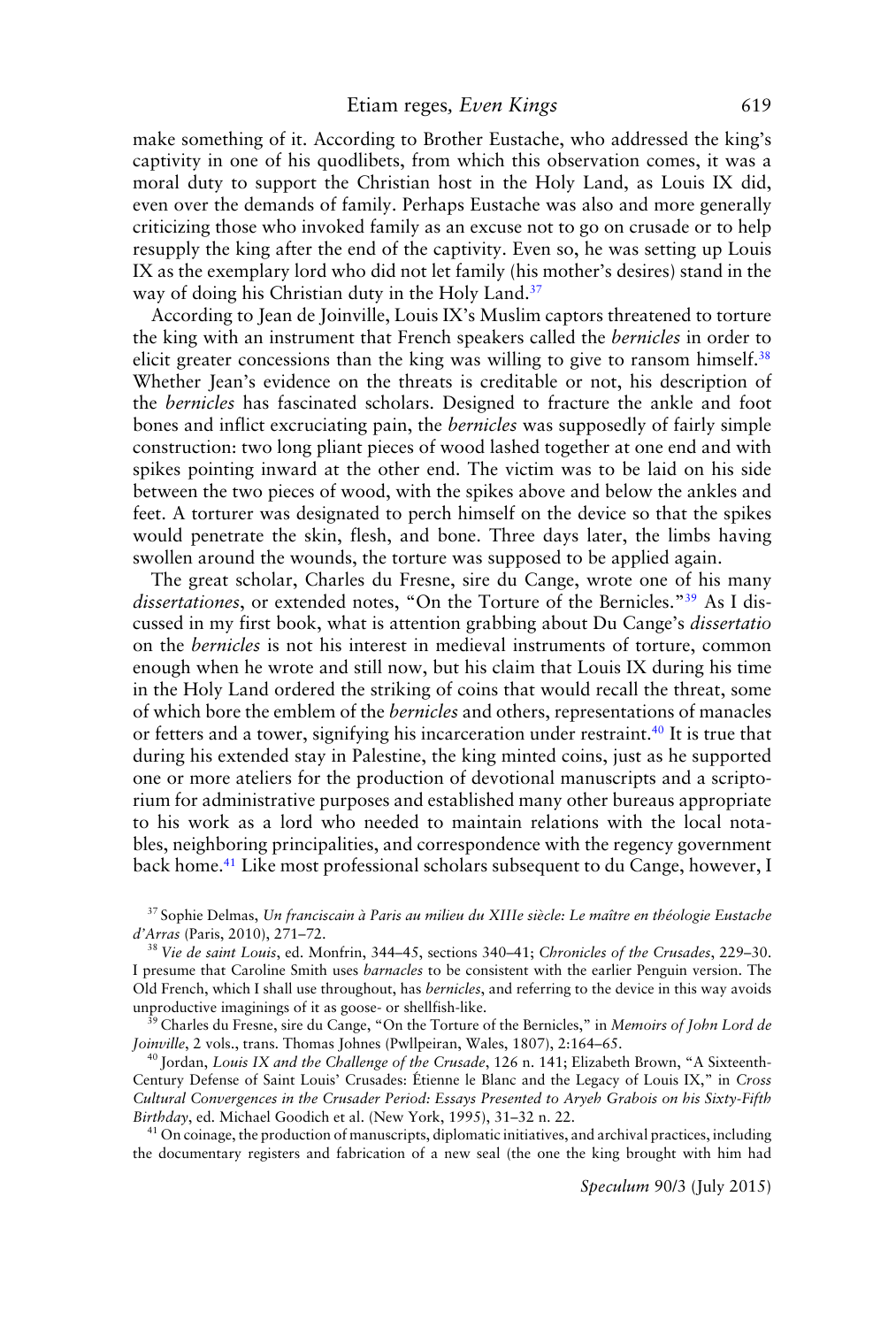make something of it. According to Brother Eustache, who addressed the king's captivity in one of his quodlibets, from which this observation comes, it was a moral duty to support the Christian host in the Holy Land, as Louis IX did, even over the demands of family. Perhaps Eustache was also and more generally criticizing those who invoked family as an excuse not to go on crusade or to help resupply the king after the end of the captivity. Even so, he was setting up Louis IX as the exemplary lord who did not let family (his mother's desires) stand in the way of doing his Christian duty in the Holy Land.[37]

According to Jean de Joinville, Louis IX's Muslim captors threatened to torture the king with an instrument that French speakers called the *bernicles* in order to elicit greater concessions than the king was willing to give to ransom himself.[38] Whether Jean's evidence on the threats is creditable or not, his description of the *bernicles* has fascinated scholars. Designed to fracture the ankle and foot bones and inflict excruciating pain, the *bernicles* was supposedly of fairly simple construction: two long pliant pieces of wood lashed together at one end and with spikes pointing inward at the other end. The victim was to be laid on his side between the two pieces of wood, with the spikes above and below the ankles and feet. A torturer was designated to perch himself on the device so that the spikes would penetrate the skin, flesh, and bone. Three days later, the limbs having swollen around the wounds, the torture was supposed to be applied again.

The great scholar, Charles du Fresne, sire du Cange, wrote one of his many *dissertationes*, or extended notes, "On the Torture of the Bernicles."[39] As I discussed in my first book, what is attention grabbing about Du Cange's *dissertatio* on the *bernicles* is not his interest in medieval instruments of torture, common enough when he wrote and still now, but his claim that Louis IX during his time in the Holy Land ordered the striking of coins that would recall the threat, some of which bore the emblem of the *bernicles* and others, representations of manacles or fetters and a tower, signifying his incarceration under restraint.[40] It is true that during his extended stay in Palestine, the king minted coins, just as he supported one or more ateliers for the production of devotional manuscripts and a scriptorium for administrative purposes and established many other bureaus appropriate to his work as a lord who needed to maintain relations with the local notables, neighboring principalities, and correspondence with the regency government back home.[41] Like most professional scholars subsequent to du Cange, however, I

---

[37] Sophie Delmas, *Un franciscain à Paris au milieu du XIIIe siècle: Le maître en théologie Eustache d'Arras* (Paris, 2010), 271–72.

[38] *Vie de saint Louis*, ed. Monfrin, 344–45, sections 340–41; *Chronicles of the Crusades*, 229–30. I presume that Caroline Smith uses *barnacles* to be consistent with the earlier Penguin version. The Old French, which I shall use throughout, has *bernicles*, and referring to the device in this way avoids unproductive imaginings of it as goose- or shellfish-like.

[39] Charles du Fresne, sire du Cange, "On the Torture of the Bernicles," in *Memoirs of John Lord de Joinville*, 2 vols., trans. Thomas Johnes (Pwllpeiran, Wales, 1807), 2:164–65.

[40] Jordan, *Louis IX and the Challenge of the Crusade*, 126 n. 141; Elizabeth Brown, "A Sixteenth-Century Defense of Saint Louis' Crusades: Étienne le Blanc and the Legacy of Louis IX," in *Cross Cultural Convergences in the Crusader Period: Essays Presented to Aryeh Grabois on his Sixty-Fifth Birthday*, ed. Michael Goodich et al. (New York, 1995), 31–32 n. 22.

[41] On coinage, the production of manuscripts, diplomatic initiatives, and archival practices, including the documentary registers and fabrication of a new seal (the one the king brought with him had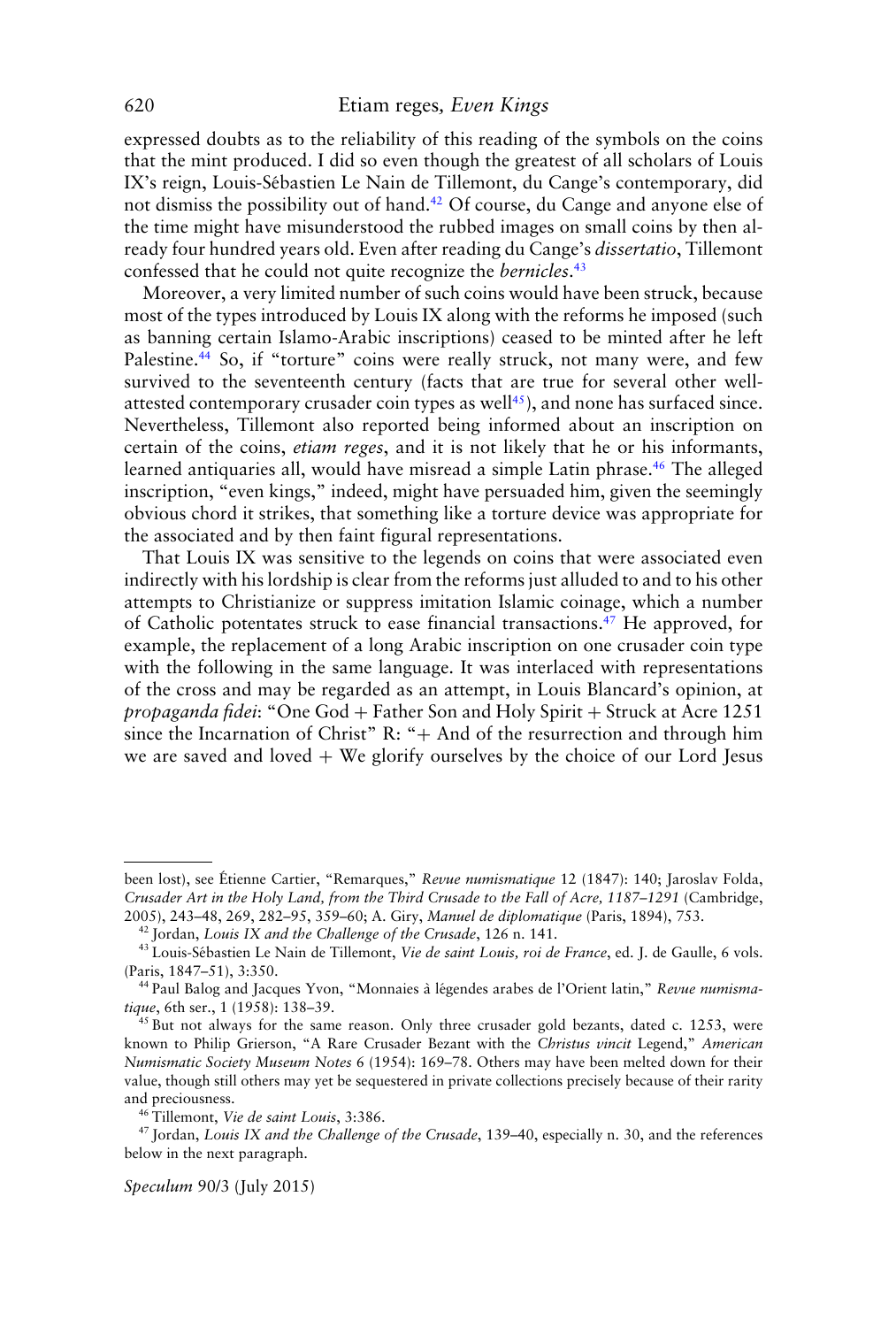expressed doubts as to the reliability of this reading of the symbols on the coins that the mint produced. I did so even though the greatest of all scholars of Louis IX's reign, Louis-Sébastien Le Nain de Tillemont, du Cange's contemporary, did not dismiss the possibility out of hand.[42] Of course, du Cange and anyone else of the time might have misunderstood the rubbed images on small coins by then already four hundred years old. Even after reading du Cange's *dissertatio*, Tillemont confessed that he could not quite recognize the *bernicles*.[43]

Moreover, a very limited number of such coins would have been struck, because most of the types introduced by Louis IX along with the reforms he imposed (such as banning certain Islamo-Arabic inscriptions) ceased to be minted after he left Palestine.[44] So, if "torture" coins were really struck, not many were, and few survived to the seventeenth century (facts that are true for several other well-attested contemporary crusader coin types as well[45]), and none has surfaced since. Nevertheless, Tillemont also reported being informed about an inscription on certain of the coins, *etiam reges*, and it is not likely that he or his informants, learned antiquaries all, would have misread a simple Latin phrase.[46] The alleged inscription, "even kings," indeed, might have persuaded him, given the seemingly obvious chord it strikes, that something like a torture device was appropriate for the associated and by then faint figural representations.

That Louis IX was sensitive to the legends on coins that were associated even indirectly with his lordship is clear from the reforms just alluded to and to his other attempts to Christianize or suppress imitation Islamic coinage, which a number of Catholic potentates struck to ease financial transactions.[47] He approved, for example, the replacement of a long Arabic inscription on one crusader coin type with the following in the same language. It was interlaced with representations of the cross and may be regarded as an attempt, in Louis Blancard's opinion, at *propaganda fidei*: "One God + Father Son and Holy Spirit + Struck at Acre 1251 since the Incarnation of Christ" R: "+ And of the resurrection and through him we are saved and loved + We glorify ourselves by the choice of our Lord Jesus

---

been lost), see Étienne Cartier, "Remarques," *Revue numismatique* 12 (1847): 140; Jaroslav Folda, *Crusader Art in the Holy Land, from the Third Crusade to the Fall of Acre, 1187–1291* (Cambridge, 2005), 243–48, 269, 282–95, 359–60; A. Giry, *Manuel de diplomatique* (Paris, 1894), 753.

[42] Jordan, *Louis IX and the Challenge of the Crusade*, 126 n. 141.

[43] Louis-Sébastien Le Nain de Tillemont, *Vie de saint Louis, roi de France*, ed. J. de Gaulle, 6 vols. (Paris, 1847–51), 3:350.

[44] Paul Balog and Jacques Yvon, "Monnaies à légendes arabes de l'Orient latin," *Revue numismatique*, 6th ser., 1 (1958): 138–39.

[45] But not always for the same reason. Only three crusader gold bezants, dated c. 1253, were known to Philip Grierson, "A Rare Crusader Bezant with the *Christus vincit* Legend," *American Numismatic Society Museum Notes* 6 (1954): 169–78. Others may have been melted down for their value, though still others may yet be sequestered in private collections precisely because of their rarity and preciousness.

[46] Tillemont, *Vie de saint Louis*, 3:386.

[47] Jordan, *Louis IX and the Challenge of the Crusade*, 139–40, especially n. 30, and the references below in the next paragraph.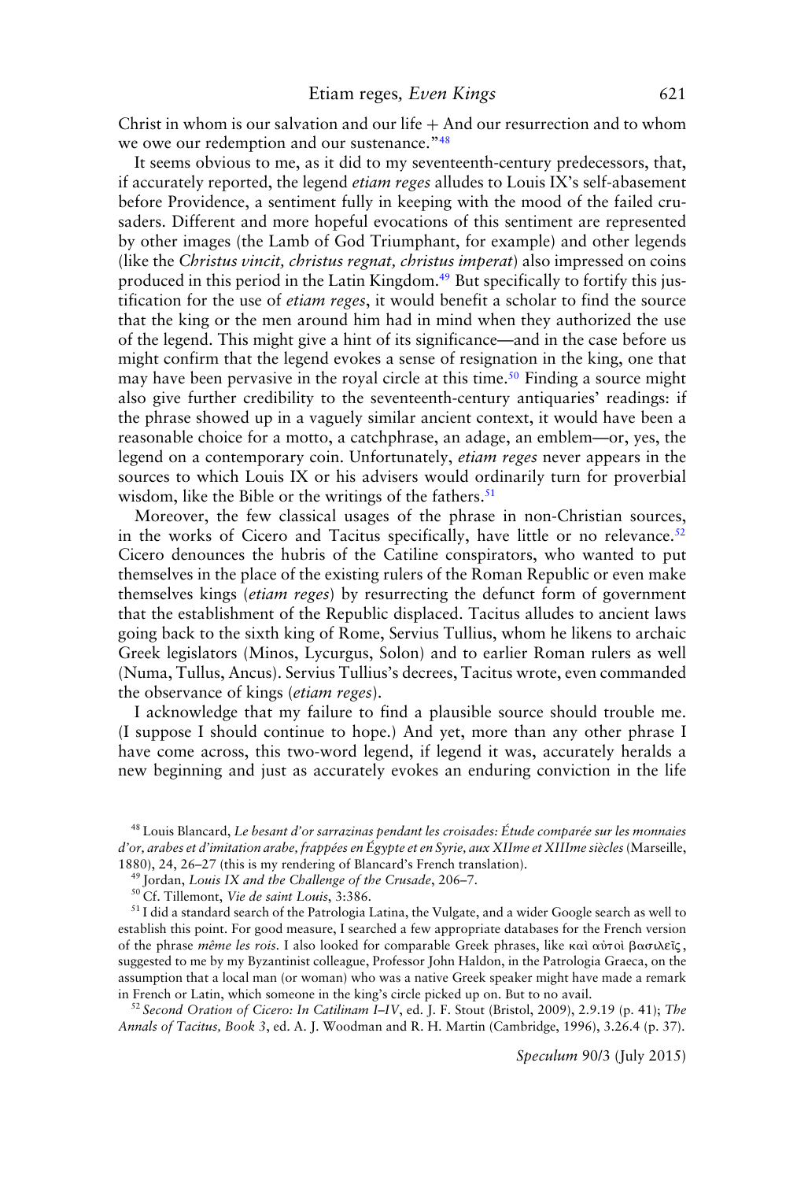Christ in whom is our salvation and our life + And our resurrection and to whom we owe our redemption and our sustenance."[48]

It seems obvious to me, as it did to my seventeenth-century predecessors, that, if accurately reported, the legend *etiam reges* alludes to Louis IX's self-abasement before Providence, a sentiment fully in keeping with the mood of the failed crusaders. Different and more hopeful evocations of this sentiment are represented by other images (the Lamb of God Triumphant, for example) and other legends (like the *Christus vincit, christus regnat, christus imperat*) also impressed on coins produced in this period in the Latin Kingdom.[49] But specifically to fortify this justification for the use of *etiam reges*, it would benefit a scholar to find the source that the king or the men around him had in mind when they authorized the use of the legend. This might give a hint of its significance—and in the case before us might confirm that the legend evokes a sense of resignation in the king, one that may have been pervasive in the royal circle at this time.[50] Finding a source might also give further credibility to the seventeenth-century antiquaries' readings: if the phrase showed up in a vaguely similar ancient context, it would have been a reasonable choice for a motto, a catchphrase, an adage, an emblem—or, yes, the legend on a contemporary coin. Unfortunately, *etiam reges* never appears in the sources to which Louis IX or his advisers would ordinarily turn for proverbial wisdom, like the Bible or the writings of the fathers.[51]

Moreover, the few classical usages of the phrase in non-Christian sources, in the works of Cicero and Tacitus specifically, have little or no relevance.[52] Cicero denounces the hubris of the Catiline conspirators, who wanted to put themselves in the place of the existing rulers of the Roman Republic or even make themselves kings (*etiam reges*) by resurrecting the defunct form of government that the establishment of the Republic displaced. Tacitus alludes to ancient laws going back to the sixth king of Rome, Servius Tullius, whom he likens to archaic Greek legislators (Minos, Lycurgus, Solon) and to earlier Roman rulers as well (Numa, Tullus, Ancus). Servius Tullius's decrees, Tacitus wrote, even commanded the observance of kings (*etiam reges*).

I acknowledge that my failure to find a plausible source should trouble me. (I suppose I should continue to hope.) And yet, more than any other phrase I have come across, this two-word legend, if legend it was, accurately heralds a new beginning and just as accurately evokes an enduring conviction in the life

---

[48] Louis Blancard, *Le besant d'or sarrazinas pendant les croisades: Étude comparée sur les monnaies d'or, arabes et d'imitation arabe, frappées en Égypte et en Syrie, aux XIIme et XIIIme siècles* (Marseille, 1880), 24, 26–27 (this is my rendering of Blancard's French translation).

[49] Jordan, *Louis IX and the Challenge of the Crusade*, 206–7.

[50] Cf. Tillemont, *Vie de saint Louis*, 3:386.

[51] I did a standard search of the Patrologia Latina, the Vulgate, and a wider Google search as well to establish this point. For good measure, I searched a few appropriate databases for the French version of the phrase *même les rois*. I also looked for comparable Greek phrases, like καὶ αὐτοὶ βασιλεῖς, suggested to me by my Byzantinist colleague, Professor John Haldon, in the Patrologia Graeca, on the assumption that a local man (or woman) who was a native Greek speaker might have made a remark in French or Latin, which someone in the king's circle picked up on. But to no avail.

[52] *Second Oration of Cicero: In Catilinam I–IV*, ed. J. F. Stout (Bristol, 2009), 2.9.19 (p. 41); *The Annals of Tacitus, Book 3*, ed. A. J. Woodman and R. H. Martin (Cambridge, 1996), 3.26.4 (p. 37).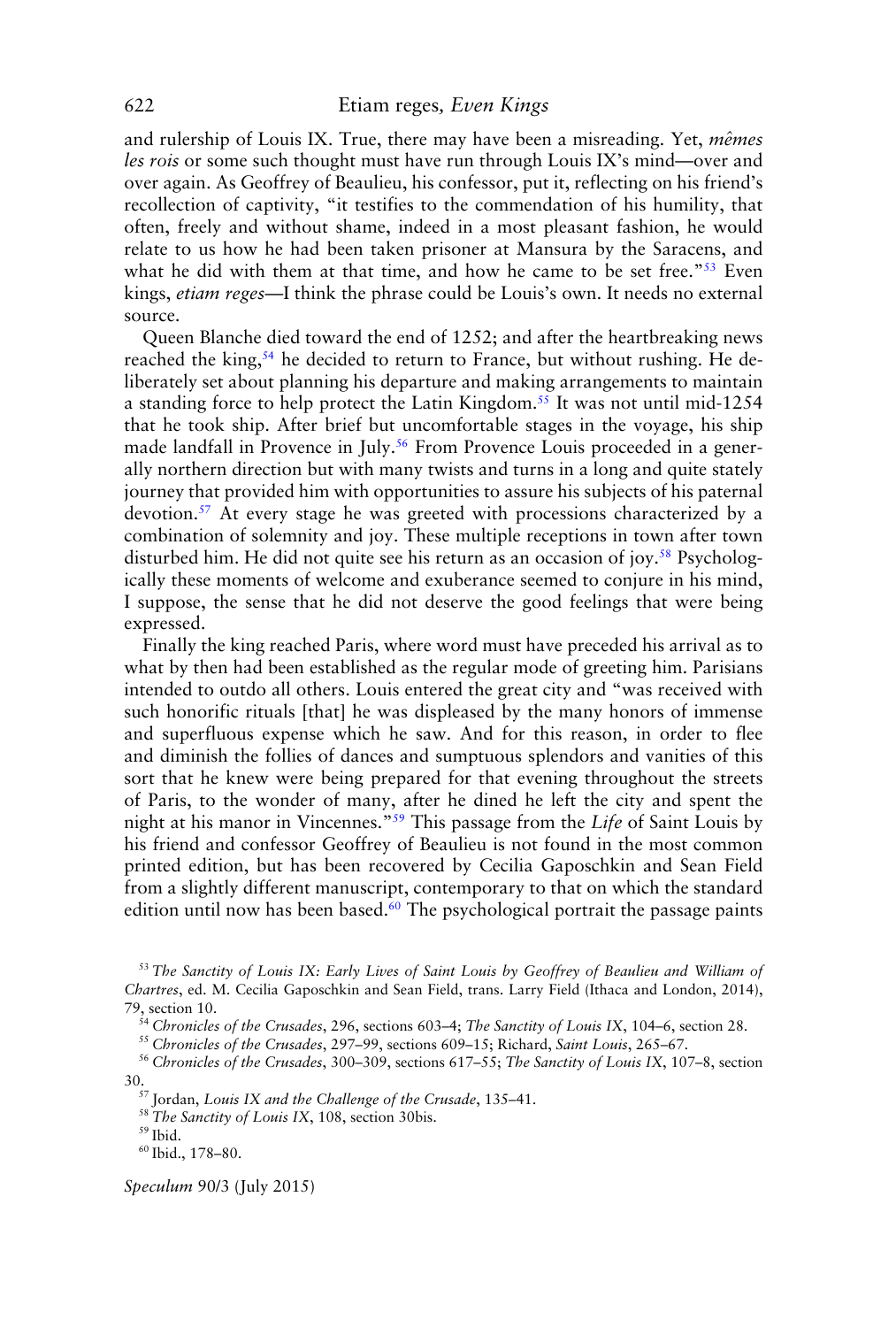and rulership of Louis IX. True, there may have been a misreading. Yet, *mêmes les rois* or some such thought must have run through Louis IX's mind—over and over again. As Geoffrey of Beaulieu, his confessor, put it, reflecting on his friend's recollection of captivity, "it testifies to the commendation of his humility, that often, freely and without shame, indeed in a most pleasant fashion, he would relate to us how he had been taken prisoner at Mansura by the Saracens, and what he did with them at that time, and how he came to be set free."[53] Even kings, *etiam reges*—I think the phrase could be Louis's own. It needs no external source.

Queen Blanche died toward the end of 1252; and after the heartbreaking news reached the king,[54] he decided to return to France, but without rushing. He deliberately set about planning his departure and making arrangements to maintain a standing force to help protect the Latin Kingdom.[55] It was not until mid-1254 that he took ship. After brief but uncomfortable stages in the voyage, his ship made landfall in Provence in July.[56] From Provence Louis proceeded in a generally northern direction but with many twists and turns in a long and quite stately journey that provided him with opportunities to assure his subjects of his paternal devotion.[57] At every stage he was greeted with processions characterized by a combination of solemnity and joy. These multiple receptions in town after town disturbed him. He did not quite see his return as an occasion of joy.[58] Psychologically these moments of welcome and exuberance seemed to conjure in his mind, I suppose, the sense that he did not deserve the good feelings that were being expressed.

Finally the king reached Paris, where word must have preceded his arrival as to what by then had been established as the regular mode of greeting him. Parisians intended to outdo all others. Louis entered the great city and "was received with such honorific rituals [that] he was displeased by the many honors of immense and superfluous expense which he saw. And for this reason, in order to flee and diminish the follies of dances and sumptuous splendors and vanities of this sort that he knew were being prepared for that evening throughout the streets of Paris, to the wonder of many, after he dined he left the city and spent the night at his manor in Vincennes."[59] This passage from the *Life* of Saint Louis by his friend and confessor Geoffrey of Beaulieu is not found in the most common printed edition, but has been recovered by Cecilia Gaposchkin and Sean Field from a slightly different manuscript, contemporary to that on which the standard edition until now has been based.[60] The psychological portrait the passage paints

---

[53] *The Sanctity of Louis IX: Early Lives of Saint Louis by Geoffrey of Beaulieu and William of Chartres*, ed. M. Cecilia Gaposchkin and Sean Field, trans. Larry Field (Ithaca and London, 2014), 79, section 10.

[54] *Chronicles of the Crusades*, 296, sections 603–4; *The Sanctity of Louis IX*, 104–6, section 28.

[55] *Chronicles of the Crusades*, 297–99, sections 609–15; Richard, *Saint Louis*, 265–67.

[56] *Chronicles of the Crusades*, 300–309, sections 617–55; *The Sanctity of Louis IX*, 107–8, section 30.

[57] Jordan, *Louis IX and the Challenge of the Crusade*, 135–41.

[58] *The Sanctity of Louis IX*, 108, section 30bis.

[59] Ibid.

[60] Ibid., 178–80.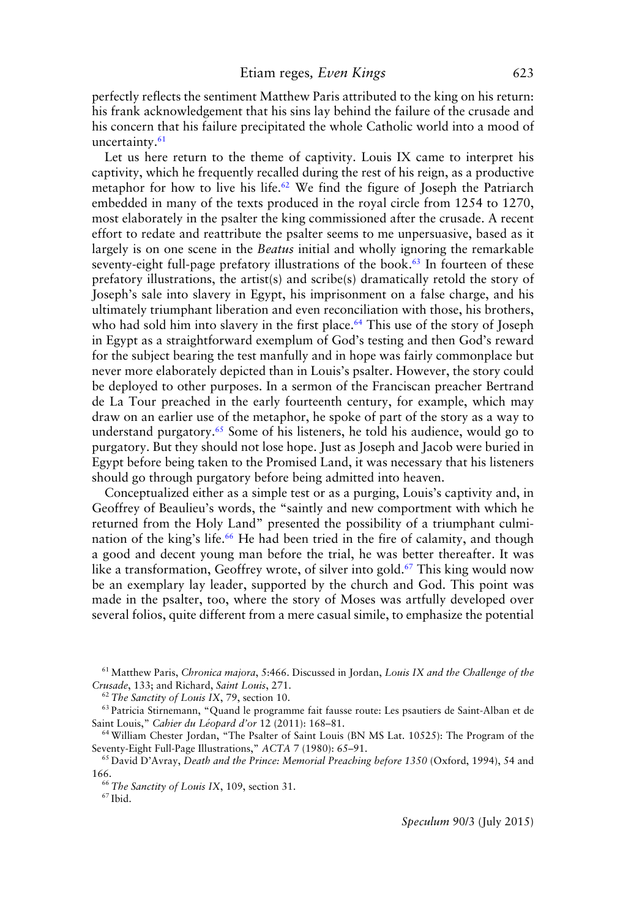perfectly reflects the sentiment Matthew Paris attributed to the king on his return: his frank acknowledgement that his sins lay behind the failure of the crusade and his concern that his failure precipitated the whole Catholic world into a mood of uncertainty.[61]

Let us here return to the theme of captivity. Louis IX came to interpret his captivity, which he frequently recalled during the rest of his reign, as a productive metaphor for how to live his life.[62] We find the figure of Joseph the Patriarch embedded in many of the texts produced in the royal circle from 1254 to 1270, most elaborately in the psalter the king commissioned after the crusade. A recent effort to redate and reattribute the psalter seems to me unpersuasive, based as it largely is on one scene in the *Beatus* initial and wholly ignoring the remarkable seventy-eight full-page prefatory illustrations of the book.[63] In fourteen of these prefatory illustrations, the artist(s) and scribe(s) dramatically retold the story of Joseph's sale into slavery in Egypt, his imprisonment on a false charge, and his ultimately triumphant liberation and even reconciliation with those, his brothers, who had sold him into slavery in the first place.[64] This use of the story of Joseph in Egypt as a straightforward exemplum of God's testing and then God's reward for the subject bearing the test manfully and in hope was fairly commonplace but never more elaborately depicted than in Louis's psalter. However, the story could be deployed to other purposes. In a sermon of the Franciscan preacher Bertrand de La Tour preached in the early fourteenth century, for example, which may draw on an earlier use of the metaphor, he spoke of part of the story as a way to understand purgatory.[65] Some of his listeners, he told his audience, would go to purgatory. But they should not lose hope. Just as Joseph and Jacob were buried in Egypt before being taken to the Promised Land, it was necessary that his listeners should go through purgatory before being admitted into heaven.

Conceptualized either as a simple test or as a purging, Louis's captivity and, in Geoffrey of Beaulieu's words, the "saintly and new comportment with which he returned from the Holy Land" presented the possibility of a triumphant culmination of the king's life.[66] He had been tried in the fire of calamity, and though a good and decent young man before the trial, he was better thereafter. It was like a transformation, Geoffrey wrote, of silver into gold.[67] This king would now be an exemplary lay leader, supported by the church and God. This point was made in the psalter, too, where the story of Moses was artfully developed over several folios, quite different from a mere casual simile, to emphasize the potential

---

[61] Matthew Paris, *Chronica majora*, 5:466. Discussed in Jordan, *Louis IX and the Challenge of the Crusade*, 133; and Richard, *Saint Louis*, 271.

[62] *The Sanctity of Louis IX*, 79, section 10.

[63] Patricia Stirnemann, "Quand le programme fait fausse route: Les psautiers de Saint-Alban et de Saint Louis," *Cahier du Léopard d'or* 12 (2011): 168–81.

[64] William Chester Jordan, "The Psalter of Saint Louis (BN MS Lat. 10525): The Program of the Seventy-Eight Full-Page Illustrations," *ACTA* 7 (1980): 65–91.

[65] David D'Avray, *Death and the Prince: Memorial Preaching before 1350* (Oxford, 1994), 54 and 166.

[66] *The Sanctity of Louis IX*, 109, section 31.

[67] Ibid.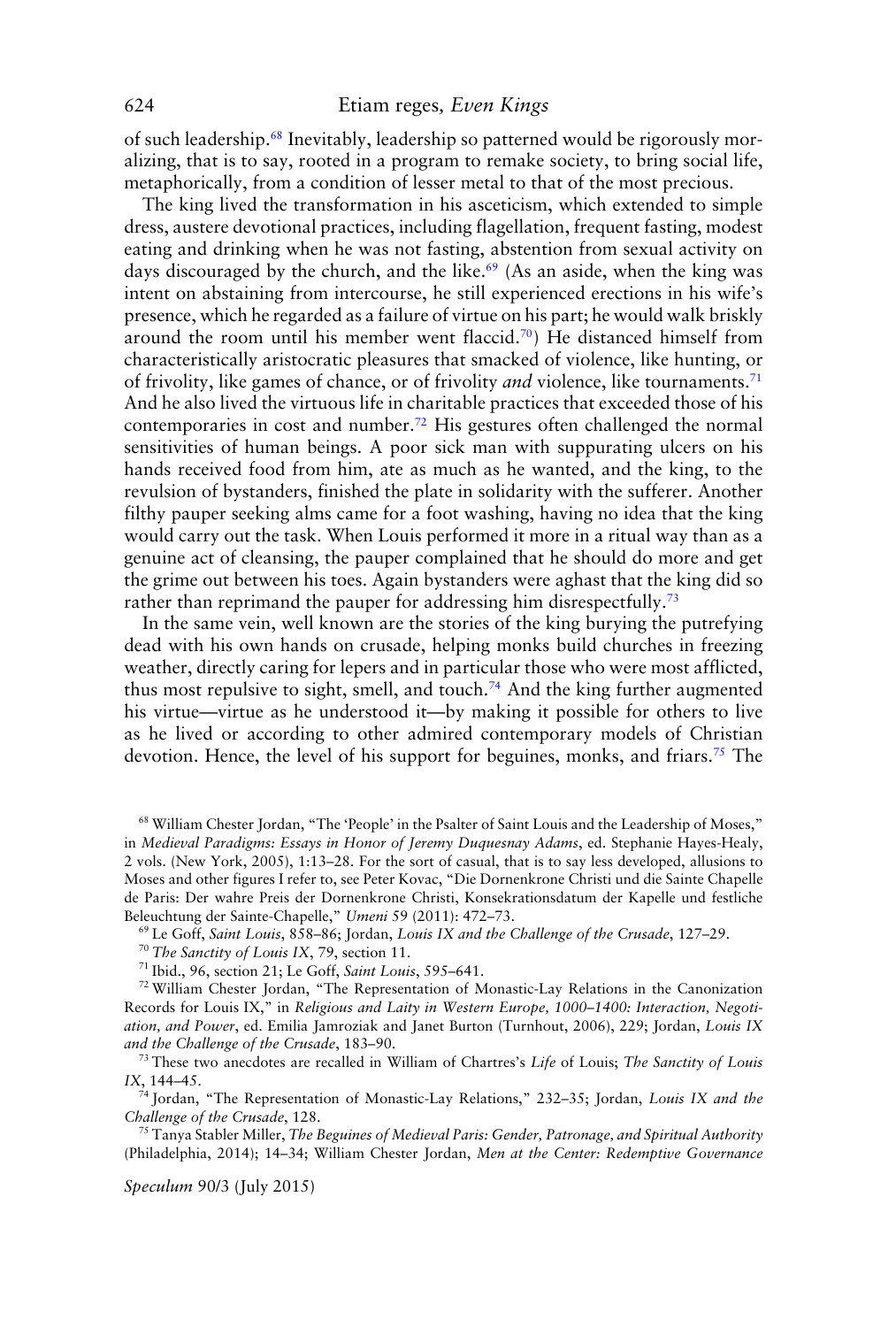of such leadership.[68] Inevitably, leadership so patterned would be rigorously moralizing, that is to say, rooted in a program to remake society, to bring social life, metaphorically, from a condition of lesser metal to that of the most precious.

The king lived the transformation in his asceticism, which extended to simple dress, austere devotional practices, including flagellation, frequent fasting, modest eating and drinking when he was not fasting, abstention from sexual activity on days discouraged by the church, and the like.[69] (As an aside, when the king was intent on abstaining from intercourse, he still experienced erections in his wife's presence, which he regarded as a failure of virtue on his part; he would walk briskly around the room until his member went flaccid.[70]) He distanced himself from characteristically aristocratic pleasures that smacked of violence, like hunting, or of frivolity, like games of chance, or of frivolity *and* violence, like tournaments.[71] And he also lived the virtuous life in charitable practices that exceeded those of his contemporaries in cost and number.[72] His gestures often challenged the normal sensitivities of human beings. A poor sick man with suppurating ulcers on his hands received food from him, ate as much as he wanted, and the king, to the revulsion of bystanders, finished the plate in solidarity with the sufferer. Another filthy pauper seeking alms came for a foot washing, having no idea that the king would carry out the task. When Louis performed it more in a ritual way than as a genuine act of cleansing, the pauper complained that he should do more and get the grime out between his toes. Again bystanders were aghast that the king did so rather than reprimand the pauper for addressing him disrespectfully.[73]

In the same vein, well known are the stories of the king burying the putrefying dead with his own hands on crusade, helping monks build churches in freezing weather, directly caring for lepers and in particular those who were most afflicted, thus most repulsive to sight, smell, and touch.[74] And the king further augmented his virtue—virtue as he understood it—by making it possible for others to live as he lived or according to other admired contemporary models of Christian devotion. Hence, the level of his support for beguines, monks, and friars.[75] The

---

[68] William Chester Jordan, "The 'People' in the Psalter of Saint Louis and the Leadership of Moses," in *Medieval Paradigms: Essays in Honor of Jeremy Duquesnay Adams*, ed. Stephanie Hayes-Healy, 2 vols. (New York, 2005), 1:13–28. For the sort of casual, that is to say less developed, allusions to Moses and other figures I refer to, see Peter Kovac, "Die Dornenkrone Christi und die Sainte Chapelle de Paris: Der wahre Preis der Dornenkrone Christi, Konsekrationsdatum der Kapelle und festliche Beleuchtung der Sainte-Chapelle," *Umeni* 59 (2011): 472–73.

[69] Le Goff, *Saint Louis*, 858–86; Jordan, *Louis IX and the Challenge of the Crusade*, 127–29.

[70] *The Sanctity of Louis IX*, 79, section 11.

[71] Ibid., 96, section 21; Le Goff, *Saint Louis*, 595–641.

[72] William Chester Jordan, "The Representation of Monastic-Lay Relations in the Canonization Records for Louis IX," in *Religious and Laity in Western Europe, 1000–1400: Interaction, Negotiation, and Power*, ed. Emilia Jamroziak and Janet Burton (Turnhout, 2006), 229; Jordan, *Louis IX and the Challenge of the Crusade*, 183–90.

[73] These two anecdotes are recalled in William of Chartres's *Life* of Louis; *The Sanctity of Louis IX*, 144–45.

[74] Jordan, "The Representation of Monastic-Lay Relations," 232–35; Jordan, *Louis IX and the Challenge of the Crusade*, 128.

[75] Tanya Stabler Miller, *The Beguines of Medieval Paris: Gender, Patronage, and Spiritual Authority* (Philadelphia, 2014); 14–34; William Chester Jordan, *Men at the Center: Redemptive Governance*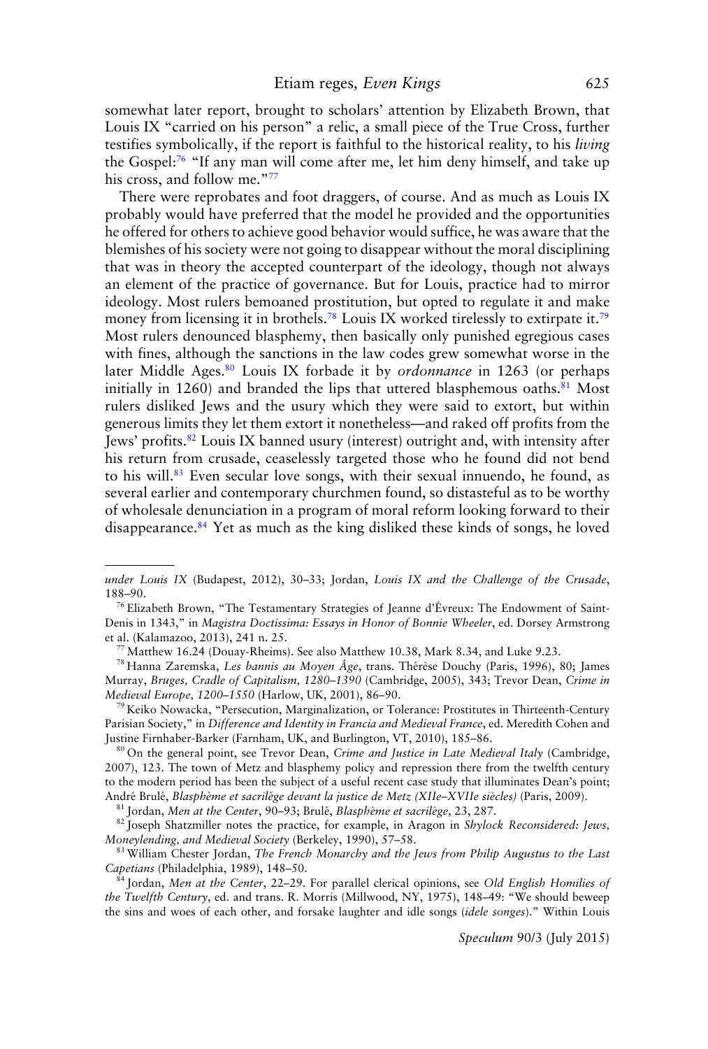somewhat later report, brought to scholars' attention by Elizabeth Brown, that Louis IX "carried on his person" a relic, a small piece of the True Cross, further testifies symbolically, if the report is faithful to the historical reality, to his *living* the Gospel:[76] "If any man will come after me, let him deny himself, and take up his cross, and follow me."[77]

There were reprobates and foot draggers, of course. And as much as Louis IX probably would have preferred that the model he provided and the opportunities he offered for others to achieve good behavior would suffice, he was aware that the blemishes of his society were not going to disappear without the moral disciplining that was in theory the accepted counterpart of the ideology, though not always an element of the practice of governance. But for Louis, practice had to mirror ideology. Most rulers bemoaned prostitution, but opted to regulate it and make money from licensing it in brothels.[78] Louis IX worked tirelessly to extirpate it.[79] Most rulers denounced blasphemy, then basically only punished egregious cases with fines, although the sanctions in the law codes grew somewhat worse in the later Middle Ages.[80] Louis IX forbade it by *ordonnance* in 1263 (or perhaps initially in 1260) and branded the lips that uttered blasphemous oaths.[81] Most rulers disliked Jews and the usury which they were said to extort, but within generous limits they let them extort it nonetheless—and raked off profits from the Jews' profits.[82] Louis IX banned usury (interest) outright and, with intensity after his return from crusade, ceaselessly targeted those who he found did not bend to his will.[83] Even secular love songs, with their sexual innuendo, he found, as several earlier and contemporary churchmen found, so distasteful as to be worthy of wholesale denunciation in a program of moral reform looking forward to their disappearance.[84] Yet as much as the king disliked these kinds of songs, he loved

---

*under Louis IX* (Budapest, 2012), 30–33; Jordan, *Louis IX and the Challenge of the Crusade*, 188–90.

[76] Elizabeth Brown, "The Testamentary Strategies of Jeanne d'Évreux: The Endowment of Saint-Denis in 1343," in *Magistra Doctissima: Essays in Honor of Bonnie Wheeler*, ed. Dorsey Armstrong et al. (Kalamazoo, 2013), 241 n. 25.

[77] Matthew 16.24 (Douay-Rheims). See also Matthew 10.38, Mark 8.34, and Luke 9.23.

[78] Hanna Zaremska, *Les bannis au Moyen Âge*, trans. Thérèse Douchy (Paris, 1996), 80; James Murray, *Bruges, Cradle of Capitalism, 1280–1390* (Cambridge, 2005), 343; Trevor Dean, *Crime in Medieval Europe, 1200–1550* (Harlow, UK, 2001), 86–90.

[79] Keiko Nowacka, "Persecution, Marginalization, or Tolerance: Prostitutes in Thirteenth-Century Parisian Society," in *Difference and Identity in Francia and Medieval France*, ed. Meredith Cohen and Justine Firnhaber-Barker (Farnham, UK, and Burlington, VT, 2010), 185–86.

[80] On the general point, see Trevor Dean, *Crime and Justice in Late Medieval Italy* (Cambridge, 2007), 123. The town of Metz and blasphemy policy and repression there from the twelfth century to the modern period has been the subject of a useful recent case study that illuminates Dean's point; André Brulé, *Blasphème et sacrilège devant la justice de Metz (XIIe–XVIIe siècles)* (Paris, 2009).

[81] Jordan, *Men at the Center*, 90–93; Brulé, *Blasphème et sacrilège*, 23, 287.

[82] Joseph Shatzmiller notes the practice, for example, in Aragon in *Shylock Reconsidered: Jews, Moneylending, and Medieval Society* (Berkeley, 1990), 57–58.

[83] William Chester Jordan, *The French Monarchy and the Jews from Philip Augustus to the Last Capetians* (Philadelphia, 1989), 148–50.

[84] Jordan, *Men at the Center*, 22–29. For parallel clerical opinions, see *Old English Homilies of the Twelfth Century*, ed. and trans. R. Morris (Millwood, NY, 1975), 148–49: "We should beweep the sins and woes of each other, and forsake laughter and idle songs (*idele songes*)." Within Louis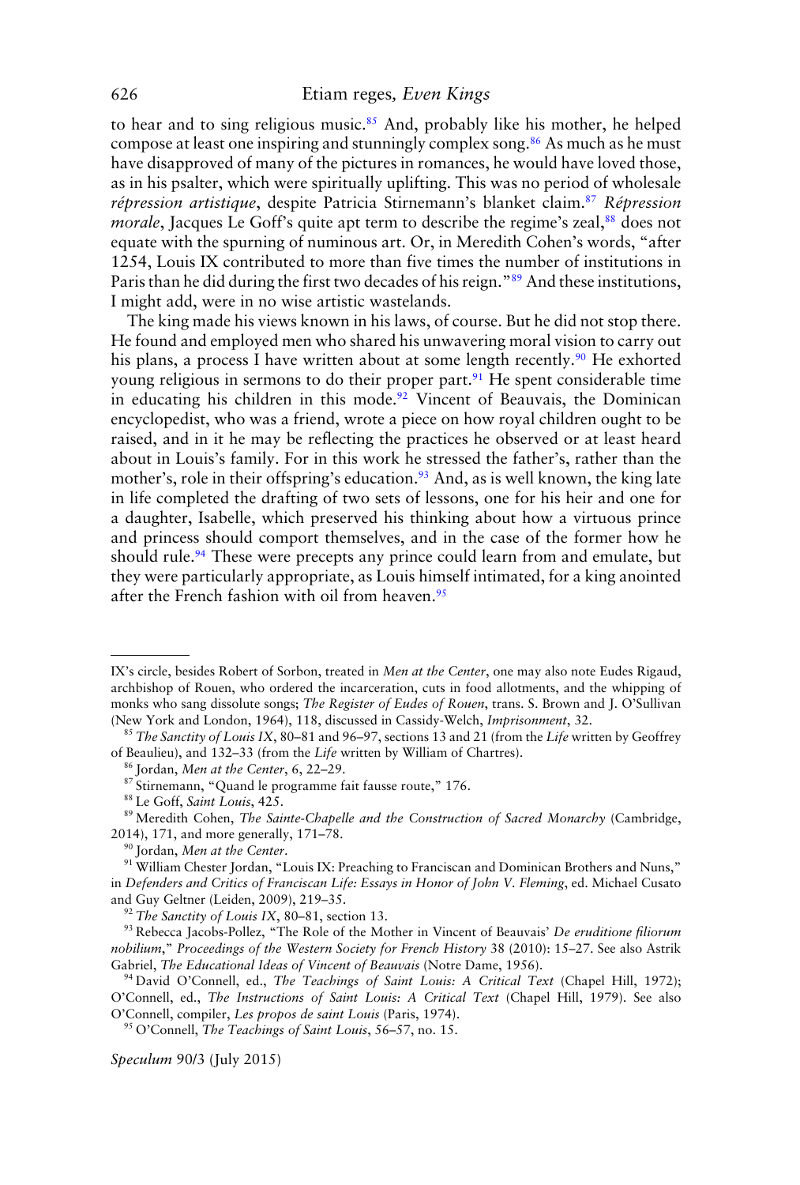to hear and to sing religious music.[85] And, probably like his mother, he helped compose at least one inspiring and stunningly complex song.[86] As much as he must have disapproved of many of the pictures in romances, he would have loved those, as in his psalter, which were spiritually uplifting. This was no period of wholesale *répression artistique*, despite Patricia Stirnemann's blanket claim.[87] *Répression morale*, Jacques Le Goff's quite apt term to describe the regime's zeal,[88] does not equate with the spurning of numinous art. Or, in Meredith Cohen's words, "after 1254, Louis IX contributed to more than five times the number of institutions in Paris than he did during the first two decades of his reign."[89] And these institutions, I might add, were in no wise artistic wastelands.

The king made his views known in his laws, of course. But he did not stop there. He found and employed men who shared his unwavering moral vision to carry out his plans, a process I have written about at some length recently.[90] He exhorted young religious in sermons to do their proper part.[91] He spent considerable time in educating his children in this mode.[92] Vincent of Beauvais, the Dominican encyclopedist, who was a friend, wrote a piece on how royal children ought to be raised, and in it he may be reflecting the practices he observed or at least heard about in Louis's family. For in this work he stressed the father's, rather than the mother's, role in their offspring's education.[93] And, as is well known, the king late in life completed the drafting of two sets of lessons, one for his heir and one for a daughter, Isabelle, which preserved his thinking about how a virtuous prince and princess should comport themselves, and in the case of the former how he should rule.[94] These were precepts any prince could learn from and emulate, but they were particularly appropriate, as Louis himself intimated, for a king anointed after the French fashion with oil from heaven.[95]

---

IX's circle, besides Robert of Sorbon, treated in *Men at the Center*, one may also note Eudes Rigaud, archbishop of Rouen, who ordered the incarceration, cuts in food allotments, and the whipping of monks who sang dissolute songs; *The Register of Eudes of Rouen*, trans. S. Brown and J. O'Sullivan (New York and London, 1964), 118, discussed in Cassidy-Welch, *Imprisonment*, 32.

[85] *The Sanctity of Louis IX*, 80–81 and 96–97, sections 13 and 21 (from the *Life* written by Geoffrey of Beaulieu), and 132–33 (from the *Life* written by William of Chartres).

[86] Jordan, *Men at the Center*, 6, 22–29.

[87] Stirnemann, "Quand le programme fait fausse route," 176.

[88] Le Goff, *Saint Louis*, 425.

[89] Meredith Cohen, *The Sainte-Chapelle and the Construction of Sacred Monarchy* (Cambridge, 2014), 171, and more generally, 171–78.

[90] Jordan, *Men at the Center*.

[91] William Chester Jordan, "Louis IX: Preaching to Franciscan and Dominican Brothers and Nuns," in *Defenders and Critics of Franciscan Life: Essays in Honor of John V. Fleming*, ed. Michael Cusato and Guy Geltner (Leiden, 2009), 219–35.

[92] *The Sanctity of Louis IX*, 80–81, section 13.

[93] Rebecca Jacobs-Pollez, "The Role of the Mother in Vincent of Beauvais' *De eruditione filiorum nobilium*," *Proceedings of the Western Society for French History* 38 (2010): 15–27. See also Astrik Gabriel, *The Educational Ideas of Vincent of Beauvais* (Notre Dame, 1956).

[94] David O'Connell, ed., *The Teachings of Saint Louis: A Critical Text* (Chapel Hill, 1972); O'Connell, ed., *The Instructions of Saint Louis: A Critical Text* (Chapel Hill, 1979). See also O'Connell, compiler, *Les propos de saint Louis* (Paris, 1974).

[95] O'Connell, *The Teachings of Saint Louis*, 56–57, no. 15.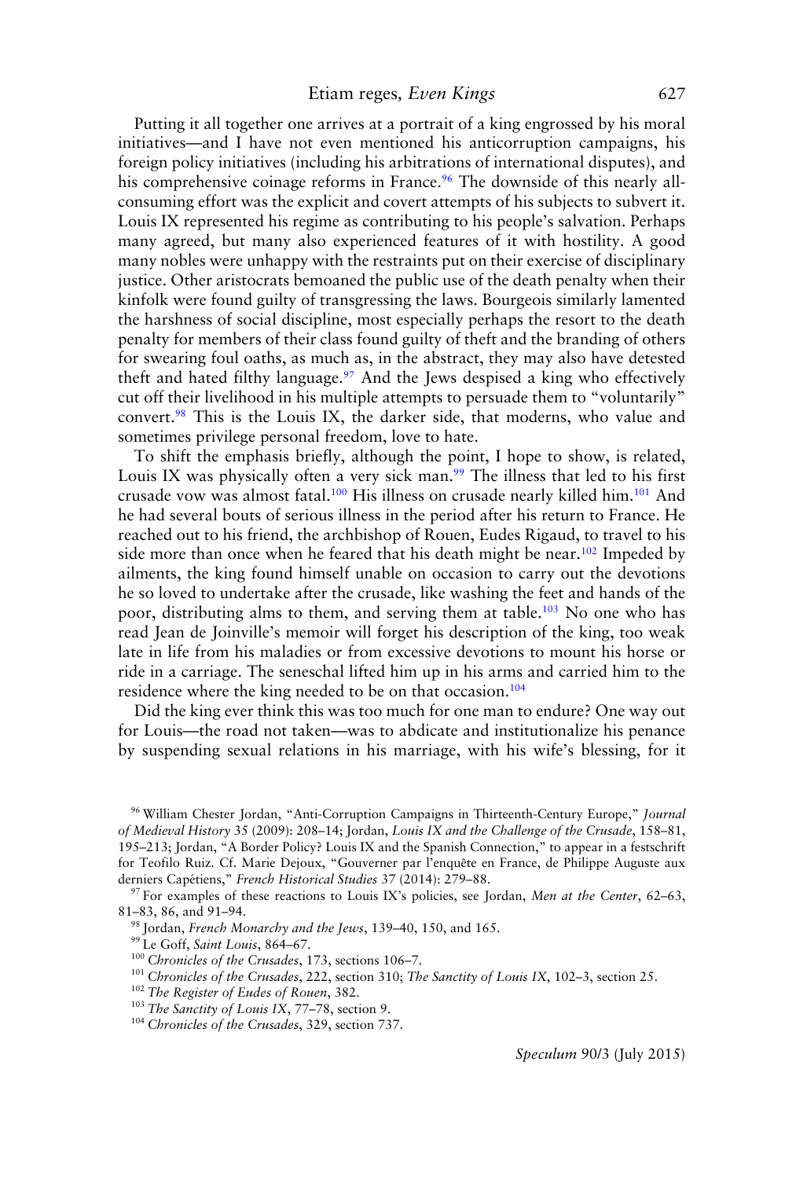Putting it all together one arrives at a portrait of a king engrossed by his moral initiatives—and I have not even mentioned his anticorruption campaigns, his foreign policy initiatives (including his arbitrations of international disputes), and his comprehensive coinage reforms in France.[96] The downside of this nearly all-consuming effort was the explicit and covert attempts of his subjects to subvert it. Louis IX represented his regime as contributing to his people's salvation. Perhaps many agreed, but many also experienced features of it with hostility. A good many nobles were unhappy with the restraints put on their exercise of disciplinary justice. Other aristocrats bemoaned the public use of the death penalty when their kinfolk were found guilty of transgressing the laws. Bourgeois similarly lamented the harshness of social discipline, most especially perhaps the resort to the death penalty for members of their class found guilty of theft and the branding of others for swearing foul oaths, as much as, in the abstract, they may also have detested theft and hated filthy language.[97] And the Jews despised a king who effectively cut off their livelihood in his multiple attempts to persuade them to "voluntarily" convert.[98] This is the Louis IX, the darker side, that moderns, who value and sometimes privilege personal freedom, love to hate.

To shift the emphasis briefly, although the point, I hope to show, is related, Louis IX was physically often a very sick man.[99] The illness that led to his first crusade vow was almost fatal.[100] His illness on crusade nearly killed him.[101] And he had several bouts of serious illness in the period after his return to France. He reached out to his friend, the archbishop of Rouen, Eudes Rigaud, to travel to his side more than once when he feared that his death might be near.[102] Impeded by ailments, the king found himself unable on occasion to carry out the devotions he so loved to undertake after the crusade, like washing the feet and hands of the poor, distributing alms to them, and serving them at table.[103] No one who has read Jean de Joinville's memoir will forget his description of the king, too weak late in life from his maladies or from excessive devotions to mount his horse or ride in a carriage. The seneschal lifted him up in his arms and carried him to the residence where the king needed to be on that occasion.[104]

Did the king ever think this was too much for one man to endure? One way out for Louis—the road not taken—was to abdicate and institutionalize his penance by suspending sexual relations in his marriage, with his wife's blessing, for it

---

[96] William Chester Jordan, "Anti-Corruption Campaigns in Thirteenth-Century Europe," *Journal of Medieval History* 35 (2009): 208–14; Jordan, *Louis IX and the Challenge of the Crusade*, 158–81, 195–213; Jordan, "A Border Policy? Louis IX and the Spanish Connection," to appear in a festschrift for Teofilo Ruiz. Cf. Marie Dejoux, "Gouverner par l'enquête en France, de Philippe Auguste aux derniers Capétiens," *French Historical Studies* 37 (2014): 279–88.

[97] For examples of these reactions to Louis IX's policies, see Jordan, *Men at the Center*, 62–63, 81–83, 86, and 91–94.

[98] Jordan, *French Monarchy and the Jews*, 139–40, 150, and 165.

[99] Le Goff, *Saint Louis*, 864–67.

[100] *Chronicles of the Crusades*, 173, sections 106–7.

[101] *Chronicles of the Crusades*, 222, section 310; *The Sanctity of Louis IX*, 102–3, section 25.

[102] *The Register of Eudes of Rouen*, 382.

[103] *The Sanctity of Louis IX*, 77–78, section 9.

[104] *Chronicles of the Crusades*, 329, section 737.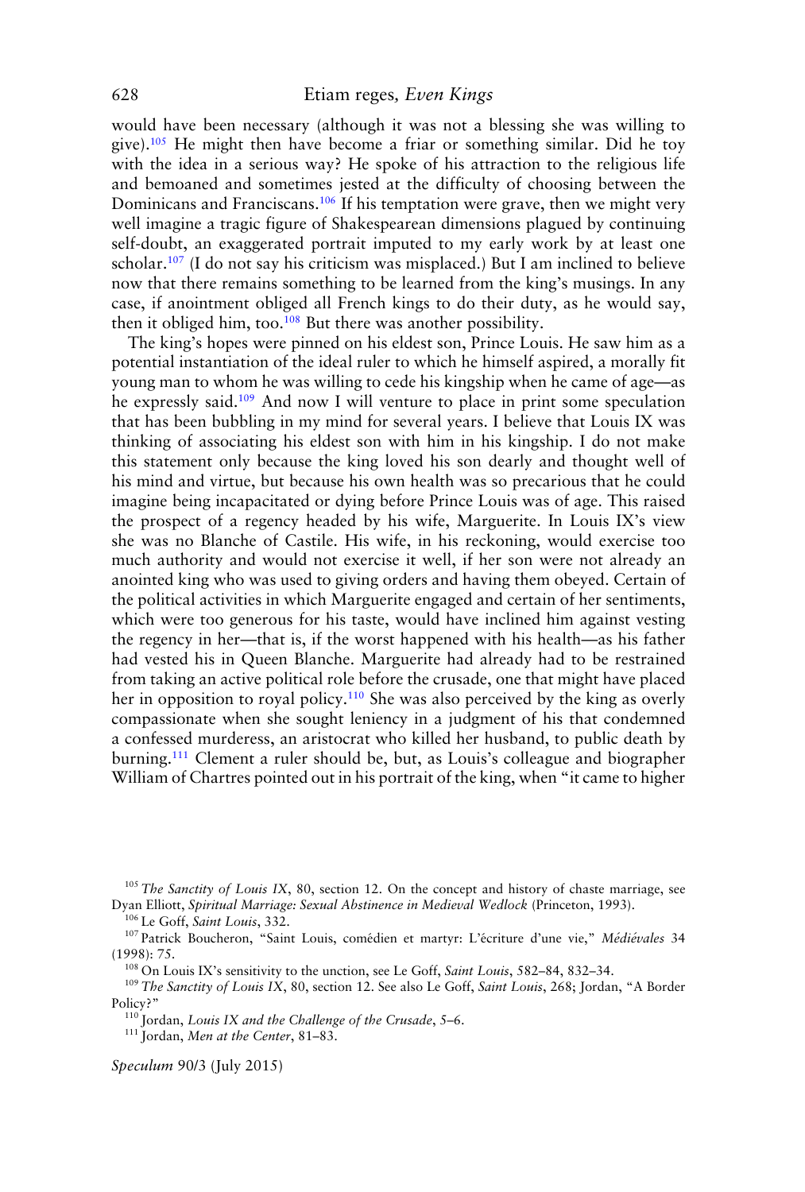would have been necessary (although it was not a blessing she was willing to give).[105] He might then have become a friar or something similar. Did he toy with the idea in a serious way? He spoke of his attraction to the religious life and bemoaned and sometimes jested at the difficulty of choosing between the Dominicans and Franciscans.[106] If his temptation were grave, then we might very well imagine a tragic figure of Shakespearean dimensions plagued by continuing self-doubt, an exaggerated portrait imputed to my early work by at least one scholar.[107] (I do not say his criticism was misplaced.) But I am inclined to believe now that there remains something to be learned from the king's musings. In any case, if anointment obliged all French kings to do their duty, as he would say, then it obliged him, too.[108] But there was another possibility.

The king's hopes were pinned on his eldest son, Prince Louis. He saw him as a potential instantiation of the ideal ruler to which he himself aspired, a morally fit young man to whom he was willing to cede his kingship when he came of age—as he expressly said.[109] And now I will venture to place in print some speculation that has been bubbling in my mind for several years. I believe that Louis IX was thinking of associating his eldest son with him in his kingship. I do not make this statement only because the king loved his son dearly and thought well of his mind and virtue, but because his own health was so precarious that he could imagine being incapacitated or dying before Prince Louis was of age. This raised the prospect of a regency headed by his wife, Marguerite. In Louis IX's view she was no Blanche of Castile. His wife, in his reckoning, would exercise too much authority and would not exercise it well, if her son were not already an anointed king who was used to giving orders and having them obeyed. Certain of the political activities in which Marguerite engaged and certain of her sentiments, which were too generous for his taste, would have inclined him against vesting the regency in her—that is, if the worst happened with his health—as his father had vested his in Queen Blanche. Marguerite had already had to be restrained from taking an active political role before the crusade, one that might have placed her in opposition to royal policy.[110] She was also perceived by the king as overly compassionate when she sought leniency in a judgment of his that condemned a confessed murderess, an aristocrat who killed her husband, to public death by burning.[111] Clement a ruler should be, but, as Louis's colleague and biographer William of Chartres pointed out in his portrait of the king, when "it came to higher

---

[105] *The Sanctity of Louis IX*, 80, section 12. On the concept and history of chaste marriage, see Dyan Elliott, *Spiritual Marriage: Sexual Abstinence in Medieval Wedlock* (Princeton, 1993).

[106] Le Goff, *Saint Louis*, 332.

[107] Patrick Boucheron, "Saint Louis, comédien et martyr: L'écriture d'une vie," *Médiévales* 34 (1998): 75.

[108] On Louis IX's sensitivity to the unction, see Le Goff, *Saint Louis*, 582–84, 832–34.

[109] *The Sanctity of Louis IX*, 80, section 12. See also Le Goff, *Saint Louis*, 268; Jordan, "A Border Policy?"

[110] Jordan, *Louis IX and the Challenge of the Crusade*, 5–6.

[111] Jordan, *Men at the Center*, 81–83.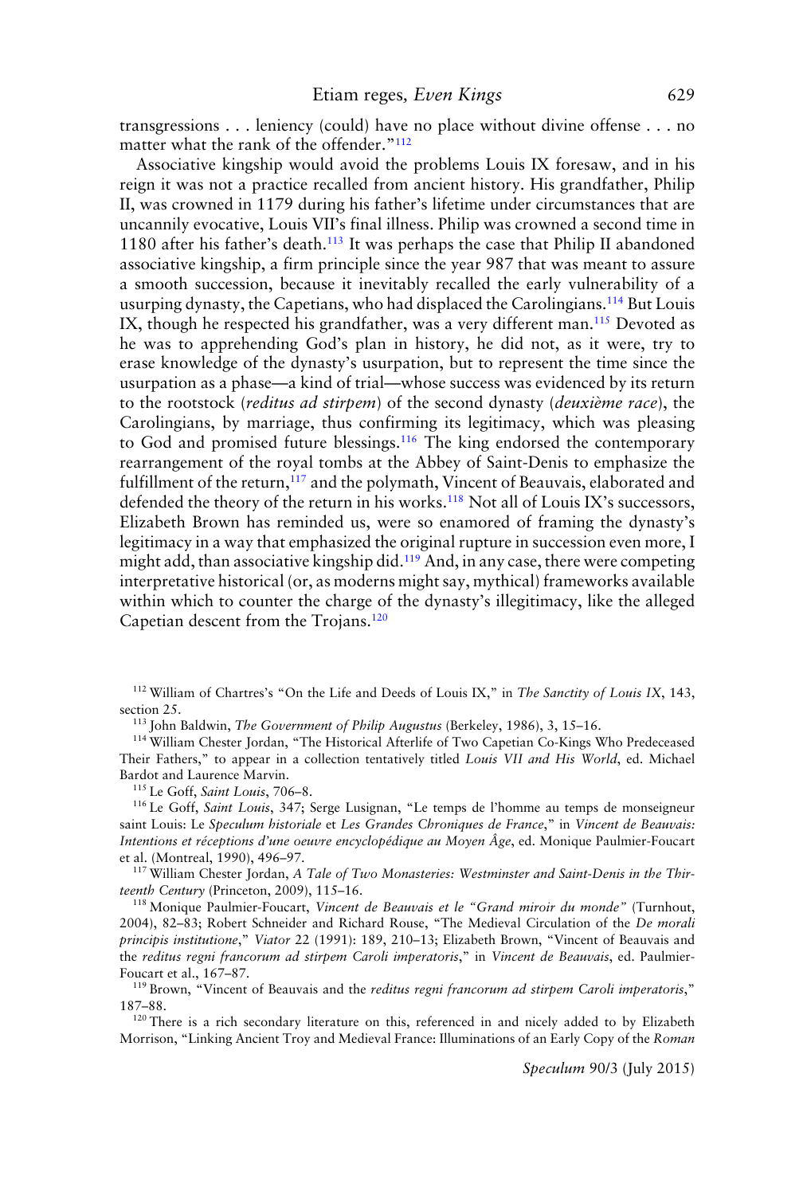transgressions . . . leniency (could) have no place without divine offense . . . no matter what the rank of the offender."[112]

Associative kingship would avoid the problems Louis IX foresaw, and in his reign it was not a practice recalled from ancient history. His grandfather, Philip II, was crowned in 1179 during his father's lifetime under circumstances that are uncannily evocative, Louis VII's final illness. Philip was crowned a second time in 1180 after his father's death.[113] It was perhaps the case that Philip II abandoned associative kingship, a firm principle since the year 987 that was meant to assure a smooth succession, because it inevitably recalled the early vulnerability of a usurping dynasty, the Capetians, who had displaced the Carolingians.[114] But Louis IX, though he respected his grandfather, was a very different man.[115] Devoted as he was to apprehending God's plan in history, he did not, as it were, try to erase knowledge of the dynasty's usurpation, but to represent the time since the usurpation as a phase—a kind of trial—whose success was evidenced by its return to the rootstock (*reditus ad stirpem*) of the second dynasty (*deuxième race*), the Carolingians, by marriage, thus confirming its legitimacy, which was pleasing to God and promised future blessings.[116] The king endorsed the contemporary rearrangement of the royal tombs at the Abbey of Saint-Denis to emphasize the fulfillment of the return,[117] and the polymath, Vincent of Beauvais, elaborated and defended the theory of the return in his works.[118] Not all of Louis IX's successors, Elizabeth Brown has reminded us, were so enamored of framing the dynasty's legitimacy in a way that emphasized the original rupture in succession even more, I might add, than associative kingship did.[119] And, in any case, there were competing interpretative historical (or, as moderns might say, mythical) frameworks available within which to counter the charge of the dynasty's illegitimacy, like the alleged Capetian descent from the Trojans.[120]

---

[112] William of Chartres's "On the Life and Deeds of Louis IX," in *The Sanctity of Louis IX*, 143, section 25.

[113] John Baldwin, *The Government of Philip Augustus* (Berkeley, 1986), 3, 15–16.

[114] William Chester Jordan, "The Historical Afterlife of Two Capetian Co-Kings Who Predeceased Their Fathers," to appear in a collection tentatively titled *Louis VII and His World*, ed. Michael Bardot and Laurence Marvin.

[115] Le Goff, *Saint Louis*, 706–8.

[116] Le Goff, *Saint Louis*, 347; Serge Lusignan, "Le temps de l'homme au temps de monseigneur saint Louis: Le *Speculum historiale* et *Les Grandes Chroniques de France*," in *Vincent de Beauvais: Intentions et réceptions d'une oeuvre encyclopédique au Moyen Âge*, ed. Monique Paulmier-Foucart et al. (Montreal, 1990), 496–97.

[117] William Chester Jordan, *A Tale of Two Monasteries: Westminster and Saint-Denis in the Thirteenth Century* (Princeton, 2009), 115–16.

[118] Monique Paulmier-Foucart, *Vincent de Beauvais et le "Grand miroir du monde"* (Turnhout, 2004), 82–83; Robert Schneider and Richard Rouse, "The Medieval Circulation of the *De morali principis institutione*," *Viator* 22 (1991): 189, 210–13; Elizabeth Brown, "Vincent of Beauvais and the *reditus regni francorum ad stirpem Caroli imperatoris*," in *Vincent de Beauvais*, ed. Paulmier-Foucart et al., 167–87.

[119] Brown, "Vincent of Beauvais and the *reditus regni francorum ad stirpem Caroli imperatoris*," 187–88.

[120] There is a rich secondary literature on this, referenced in and nicely added to by Elizabeth Morrison, "Linking Ancient Troy and Medieval France: Illuminations of an Early Copy of the *Roman*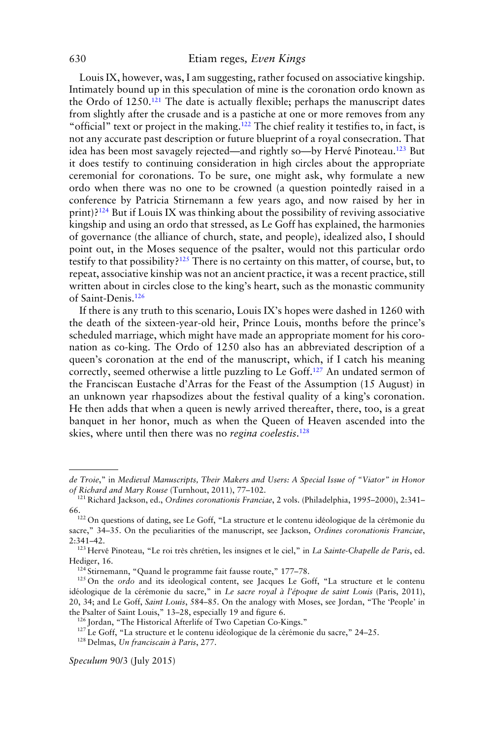Louis IX, however, was, I am suggesting, rather focused on associative kingship. Intimately bound up in this speculation of mine is the coronation ordo known as the Ordo of 1250.[121] The date is actually flexible; perhaps the manuscript dates from slightly after the crusade and is a pastiche at one or more removes from any "official" text or project in the making.[122] The chief reality it testifies to, in fact, is not any accurate past description or future blueprint of a royal consecration. That idea has been most savagely rejected—and rightly so—by Hervé Pinoteau.[123] But it does testify to continuing consideration in high circles about the appropriate ceremonial for coronations. To be sure, one might ask, why formulate a new ordo when there was no one to be crowned (a question pointedly raised in a conference by Patricia Stirnemann a few years ago, and now raised by her in print)?[124] But if Louis IX was thinking about the possibility of reviving associative kingship and using an ordo that stressed, as Le Goff has explained, the harmonies of governance (the alliance of church, state, and people), idealized also, I should point out, in the Moses sequence of the psalter, would not this particular ordo testify to that possibility?[125] There is no certainty on this matter, of course, but, to repeat, associative kinship was not an ancient practice, it was a recent practice, still written about in circles close to the king's heart, such as the monastic community of Saint-Denis.[126]

If there is any truth to this scenario, Louis IX's hopes were dashed in 1260 with the death of the sixteen-year-old heir, Prince Louis, months before the prince's scheduled marriage, which might have made an appropriate moment for his coronation as co-king. The Ordo of 1250 also has an abbreviated description of a queen's coronation at the end of the manuscript, which, if I catch his meaning correctly, seemed otherwise a little puzzling to Le Goff.[127] An undated sermon of the Franciscan Eustache d'Arras for the Feast of the Assumption (15 August) in an unknown year rhapsodizes about the festival quality of a king's coronation. He then adds that when a queen is newly arrived thereafter, there, too, is a great banquet in her honor, much as when the Queen of Heaven ascended into the skies, where until then there was no *regina coelestis*.[128]

---

*de Troie*," in *Medieval Manuscripts, Their Makers and Users: A Special Issue of "Viator" in Honor of Richard and Mary Rouse* (Turnhout, 2011), 77–102.

[121] Richard Jackson, ed., *Ordines coronationis Franciae*, 2 vols. (Philadelphia, 1995–2000), 2:341–66.

[122] On questions of dating, see Le Goff, "La structure et le contenu idéologique de la cérémonie du sacre," 34–35. On the peculiarities of the manuscript, see Jackson, *Ordines coronationis Franciae*, 2:341–42.

[123] Hervé Pinoteau, "Le roi très chrétien, les insignes et le ciel," in *La Sainte-Chapelle de Paris*, ed. Hediger, 16.

[124] Stirnemann, "Quand le programme fait fausse route," 177–78.

[125] On the *ordo* and its ideological content, see Jacques Le Goff, "La structure et le contenu idéologique de la cérémonie du sacre," in *Le sacre royal à l'époque de saint Louis* (Paris, 2011), 20, 34; and Le Goff, *Saint Louis*, 584–85. On the analogy with Moses, see Jordan, "The 'People' in the Psalter of Saint Louis," 13–28, especially 19 and figure 6.

[126] Jordan, "The Historical Afterlife of Two Capetian Co-Kings."

[127] Le Goff, "La structure et le contenu idéologique de la cérémonie du sacre," 24–25.

[128] Delmas, *Un franciscain à Paris*, 277.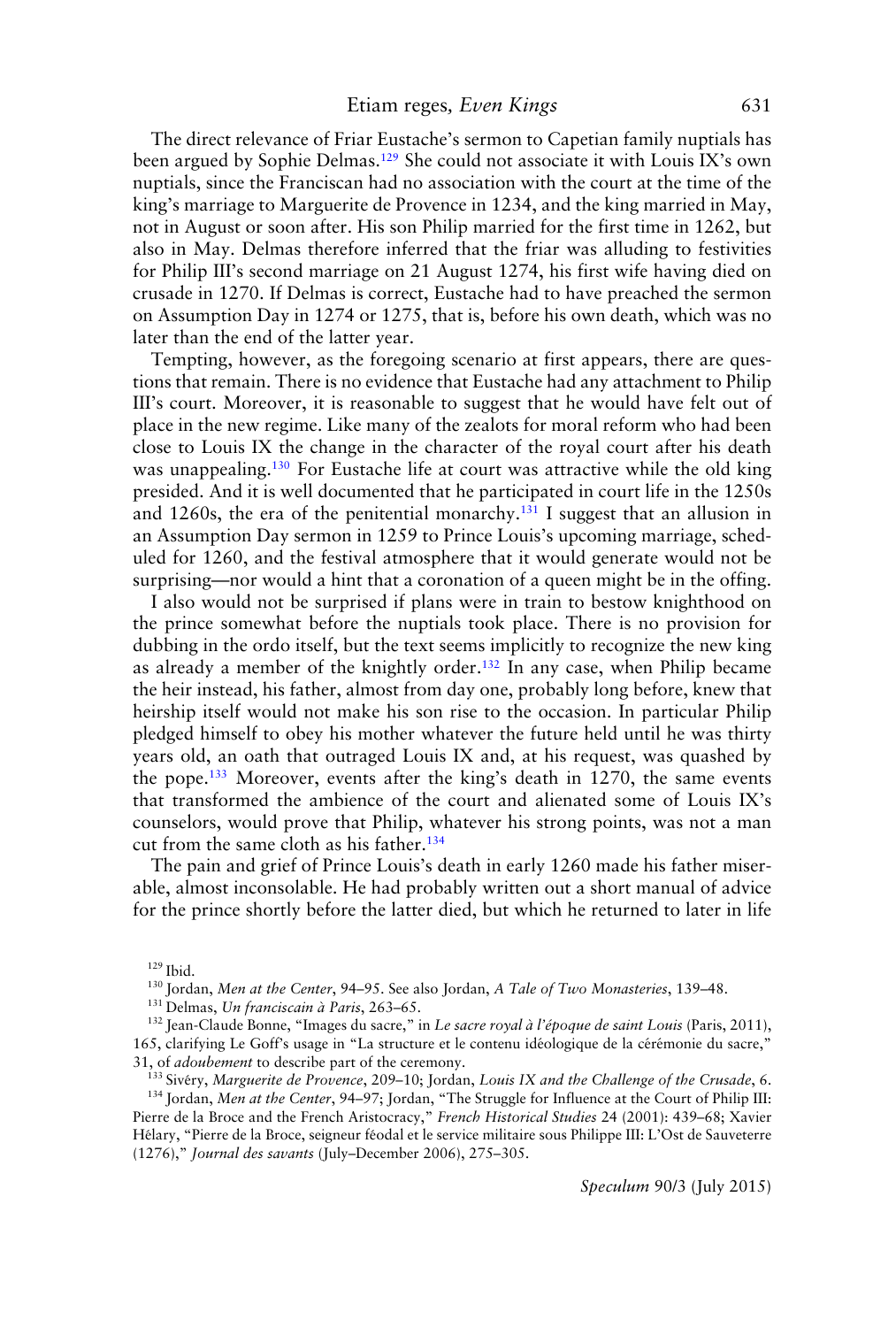The direct relevance of Friar Eustache's sermon to Capetian family nuptials has been argued by Sophie Delmas.[129] She could not associate it with Louis IX's own nuptials, since the Franciscan had no association with the court at the time of the king's marriage to Marguerite de Provence in 1234, and the king married in May, not in August or soon after. His son Philip married for the first time in 1262, but also in May. Delmas therefore inferred that the friar was alluding to festivities for Philip III's second marriage on 21 August 1274, his first wife having died on crusade in 1270. If Delmas is correct, Eustache had to have preached the sermon on Assumption Day in 1274 or 1275, that is, before his own death, which was no later than the end of the latter year.

Tempting, however, as the foregoing scenario at first appears, there are questions that remain. There is no evidence that Eustache had any attachment to Philip III's court. Moreover, it is reasonable to suggest that he would have felt out of place in the new regime. Like many of the zealots for moral reform who had been close to Louis IX the change in the character of the royal court after his death was unappealing.[130] For Eustache life at court was attractive while the old king presided. And it is well documented that he participated in court life in the 1250s and 1260s, the era of the penitential monarchy.[131] I suggest that an allusion in an Assumption Day sermon in 1259 to Prince Louis's upcoming marriage, scheduled for 1260, and the festival atmosphere that it would generate would not be surprising—nor would a hint that a coronation of a queen might be in the offing.

I also would not be surprised if plans were in train to bestow knighthood on the prince somewhat before the nuptials took place. There is no provision for dubbing in the ordo itself, but the text seems implicitly to recognize the new king as already a member of the knightly order.[132] In any case, when Philip became the heir instead, his father, almost from day one, probably long before, knew that heirship itself would not make his son rise to the occasion. In particular Philip pledged himself to obey his mother whatever the future held until he was thirty years old, an oath that outraged Louis IX and, at his request, was quashed by the pope.[133] Moreover, events after the king's death in 1270, the same events that transformed the ambience of the court and alienated some of Louis IX's counselors, would prove that Philip, whatever his strong points, was not a man cut from the same cloth as his father.[134]

The pain and grief of Prince Louis's death in early 1260 made his father miserable, almost inconsolable. He had probably written out a short manual of advice for the prince shortly before the latter died, but which he returned to later in life

---

[129] Ibid.

[130] Jordan, *Men at the Center*, 94–95. See also Jordan, *A Tale of Two Monasteries*, 139–48.

[131] Delmas, *Un franciscain à Paris*, 263–65.

[132] Jean-Claude Bonne, "Images du sacre," in *Le sacre royal à l'époque de saint Louis* (Paris, 2011), 165, clarifying Le Goff's usage in "La structure et le contenu idéologique de la cérémonie du sacre," 31, of *adoubement* to describe part of the ceremony.

[133] Sivéry, *Marguerite de Provence*, 209–10; Jordan, *Louis IX and the Challenge of the Crusade*, 6.

[134] Jordan, *Men at the Center*, 94–97; Jordan, "The Struggle for Influence at the Court of Philip III: Pierre de la Broce and the French Aristocracy," *French Historical Studies* 24 (2001): 439–68; Xavier Hélary, "Pierre de la Broce, seigneur féodal et le service militaire sous Philippe III: L'Ost de Sauveterre (1276)," *Journal des savants* (July–December 2006), 275–305.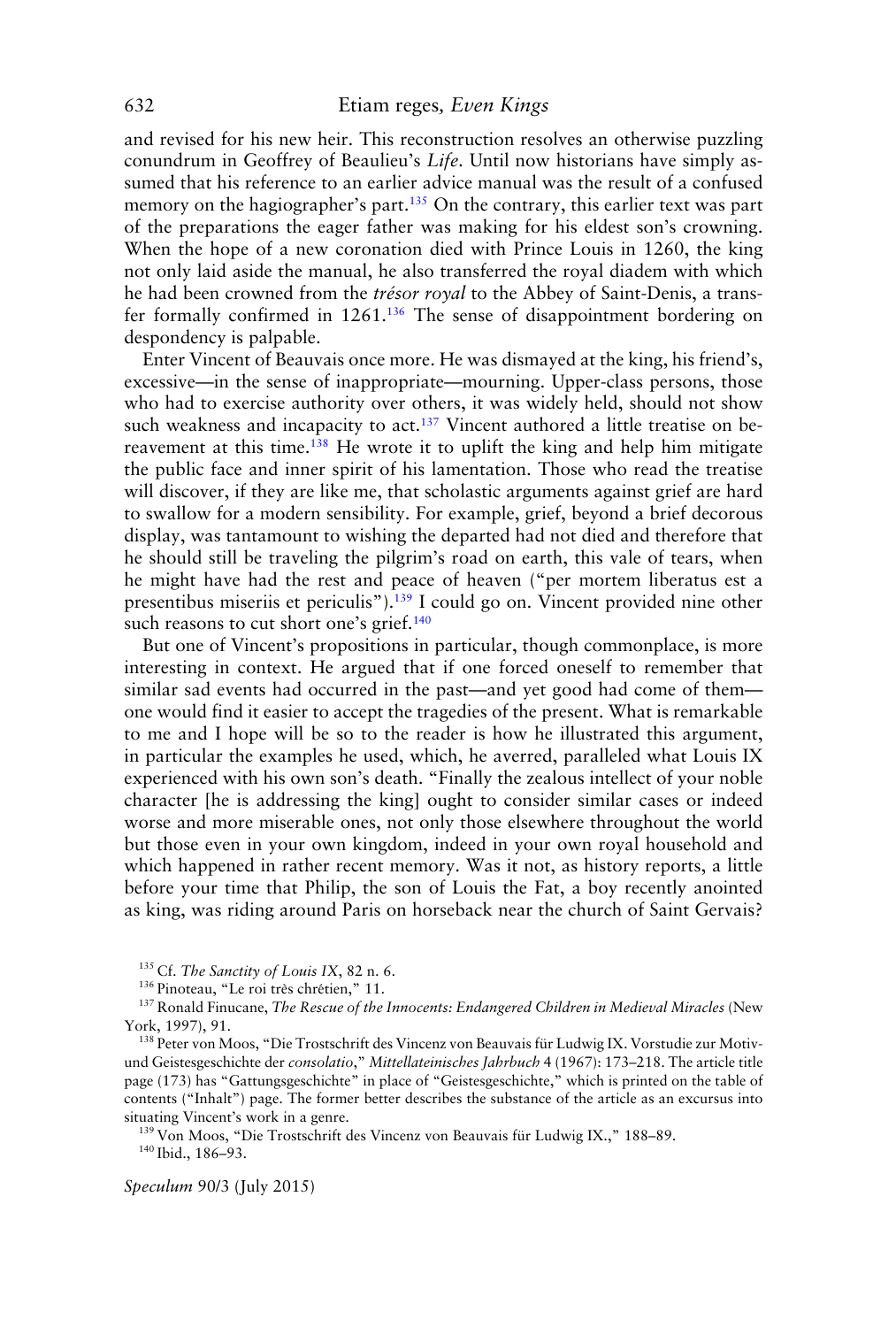and revised for his new heir. This reconstruction resolves an otherwise puzzling conundrum in Geoffrey of Beaulieu's *Life*. Until now historians have simply assumed that his reference to an earlier advice manual was the result of a confused memory on the hagiographer's part.[135] On the contrary, this earlier text was part of the preparations the eager father was making for his eldest son's crowning. When the hope of a new coronation died with Prince Louis in 1260, the king not only laid aside the manual, he also transferred the royal diadem with which he had been crowned from the *trésor royal* to the Abbey of Saint-Denis, a transfer formally confirmed in 1261.[136] The sense of disappointment bordering on despondency is palpable.

Enter Vincent of Beauvais once more. He was dismayed at the king, his friend's, excessive—in the sense of inappropriate—mourning. Upper-class persons, those who had to exercise authority over others, it was widely held, should not show such weakness and incapacity to act.[137] Vincent authored a little treatise on bereavement at this time.[138] He wrote it to uplift the king and help him mitigate the public face and inner spirit of his lamentation. Those who read the treatise will discover, if they are like me, that scholastic arguments against grief are hard to swallow for a modern sensibility. For example, grief, beyond a brief decorous display, was tantamount to wishing the departed had not died and therefore that he should still be traveling the pilgrim's road on earth, this vale of tears, when he might have had the rest and peace of heaven ("per mortem liberatus est a presentibus miseriis et periculis").[139] I could go on. Vincent provided nine other such reasons to cut short one's grief.[140]

But one of Vincent's propositions in particular, though commonplace, is more interesting in context. He argued that if one forced oneself to remember that similar sad events had occurred in the past—and yet good had come of them—one would find it easier to accept the tragedies of the present. What is remarkable to me and I hope will be so to the reader is how he illustrated this argument, in particular the examples he used, which, he averred, paralleled what Louis IX experienced with his own son's death. "Finally the zealous intellect of your noble character [he is addressing the king] ought to consider similar cases or indeed worse and more miserable ones, not only those elsewhere throughout the world but those even in your own kingdom, indeed in your own royal household and which happened in rather recent memory. Was it not, as history reports, a little before your time that Philip, the son of Louis the Fat, a boy recently anointed as king, was riding around Paris on horseback near the church of Saint Gervais?

---

[135] Cf. *The Sanctity of Louis IX*, 82 n. 6.

[136] Pinoteau, "Le roi très chrétien," 11.

[137] Ronald Finucane, *The Rescue of the Innocents: Endangered Children in Medieval Miracles* (New York, 1997), 91.

[138] Peter von Moos, "Die Trostschrift des Vincenz von Beauvais für Ludwig IX. Vorstudie zur Motiv- und Geistesgeschichte der *consolatio*," *Mittellateinisches Jahrbuch* 4 (1967): 173–218. The article title page (173) has "Gattungsgeschichte" in place of "Geistesgeschichte," which is printed on the table of contents ("Inhalt") page. The former better describes the substance of the article as an excursus into situating Vincent's work in a genre.

[139] Von Moos, "Die Trostschrift des Vincenz von Beauvais für Ludwig IX.," 188–89.

[140] Ibid., 186–93.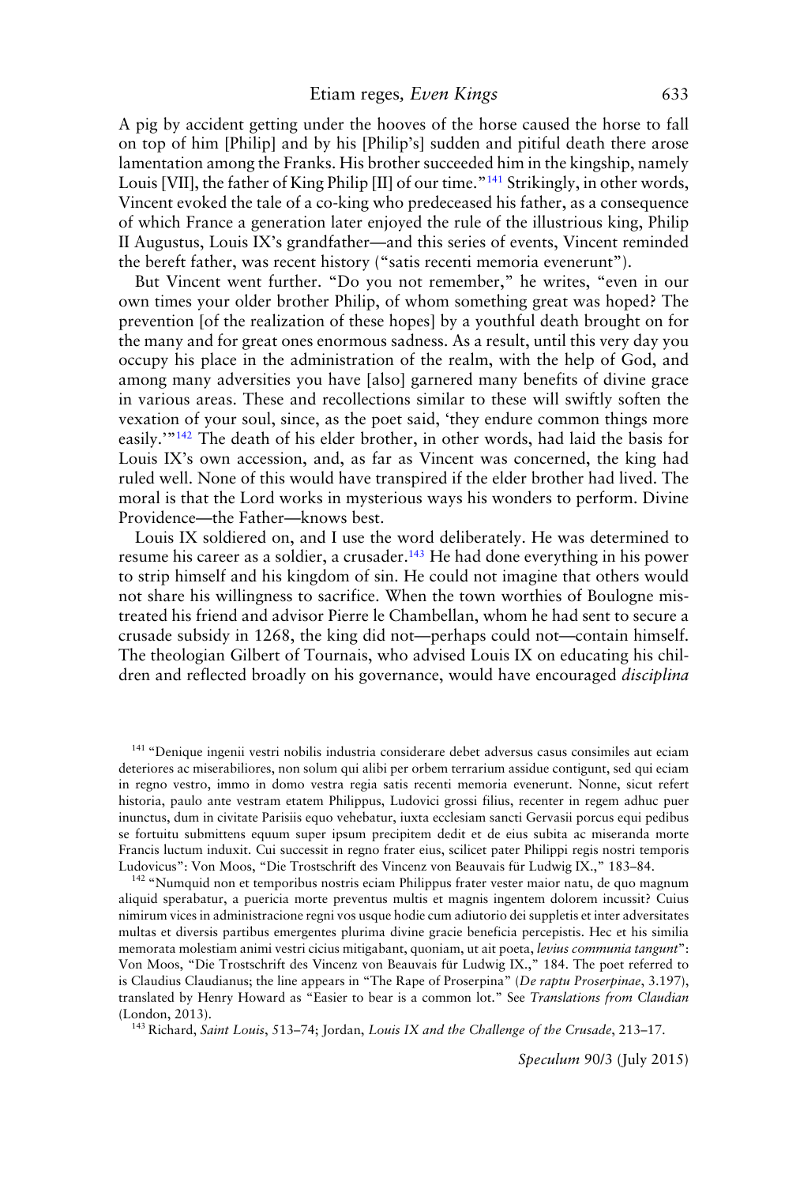A pig by accident getting under the hooves of the horse caused the horse to fall on top of him [Philip] and by his [Philip's] sudden and pitiful death there arose lamentation among the Franks. His brother succeeded him in the kingship, namely Louis [VII], the father of King Philip [II] of our time."[141] Strikingly, in other words, Vincent evoked the tale of a co-king who predeceased his father, as a consequence of which France a generation later enjoyed the rule of the illustrious king, Philip II Augustus, Louis IX's grandfather—and this series of events, Vincent reminded the bereft father, was recent history ("satis recenti memoria evenerunt").

But Vincent went further. "Do you not remember," he writes, "even in our own times your older brother Philip, of whom something great was hoped? The prevention [of the realization of these hopes] by a youthful death brought on for the many and for great ones enormous sadness. As a result, until this very day you occupy his place in the administration of the realm, with the help of God, and among many adversities you have [also] garnered many benefits of divine grace in various areas. These and recollections similar to these will swiftly soften the vexation of your soul, since, as the poet said, 'they endure common things more easily.'"[142] The death of his elder brother, in other words, had laid the basis for Louis IX's own accession, and, as far as Vincent was concerned, the king had ruled well. None of this would have transpired if the elder brother had lived. The moral is that the Lord works in mysterious ways his wonders to perform. Divine Providence—the Father—knows best.

Louis IX soldiered on, and I use the word deliberately. He was determined to resume his career as a soldier, a crusader.[143] He had done everything in his power to strip himself and his kingdom of sin. He could not imagine that others would not share his willingness to sacrifice. When the town worthies of Boulogne mistreated his friend and advisor Pierre le Chambellan, whom he had sent to secure a crusade subsidy in 1268, the king did not—perhaps could not—contain himself. The theologian Gilbert of Tournais, who advised Louis IX on educating his children and reflected broadly on his governance, would have encouraged *disciplina*

[141] "Denique ingenii vestri nobilis industria considerare debet adversus casus consimiles aut eciam deteriores ac miserabiliores, non solum qui alibi per orbem terrarium assidue contigunt, sed qui eciam in regno vestro, immo in domo vestra regia satis recenti memoria evenerunt. Nonne, sicut refert historia, paulo ante vestram etatem Philippus, Ludovici grossi filius, recenter in regem adhuc puer inunctus, dum in civitate Parisiis equo vehebatur, iuxta ecclesiam sancti Gervasii porcus equi pedibus se fortuito submittens equum super ipsum precipitem dedit et de eius subita ac miseranda morte Francis luctum induxit. Cui successit in regno frater eius, scilicet pater Philippi regis nostri temporis Ludovicus": Von Moos, "Die Trostschrift des Vincenz von Beauvais für Ludwig IX.," 183–84.

[142] "Numquid non et temporibus nostris eciam Philippus frater vester maior natu, de quo magnum aliquid sperabatur, a puericia morte preventus multis et magnis ingentem dolorem incussit? Cuius nimirum vices in administracione regni vos usque hodie cum adiutorio dei suppletis et inter adversitates multas et diversis partibus emergentes plurima divine gracie beneficia percepistis. Hec et his similia memorata molestiam animi vestri cicius mitigabant, quoniam, ut ait poeta, *levius communia tangunt*": Von Moos, "Die Trostschrift des Vincenz von Beauvais für Ludwig IX.," 184. The poet referred to is Claudius Claudianus; the line appears in "The Rape of Proserpina" (*De raptu Proserpinae*, 3.197), translated by Henry Howard as "Easier to bear is a common lot." See *Translations from Claudian* (London, 2013).

[143] Richard, *Saint Louis*, 513–74; Jordan, *Louis IX and the Challenge of the Crusade*, 213–17.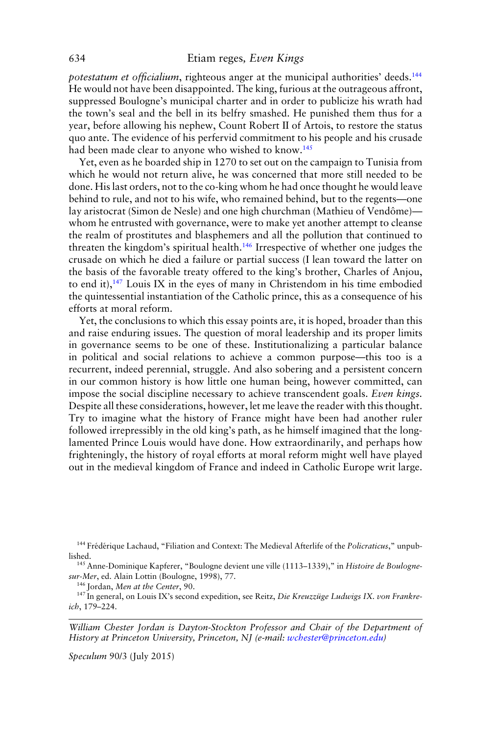*potestatum et officialium*, righteous anger at the municipal authorities' deeds.[144] He would not have been disappointed. The king, furious at the outrageous affront, suppressed Boulogne's municipal charter and in order to publicize his wrath had the town's seal and the bell in its belfry smashed. He punished them thus for a year, before allowing his nephew, Count Robert II of Artois, to restore the status quo ante. The evidence of his perfervid commitment to his people and his crusade had been made clear to anyone who wished to know.[145]

Yet, even as he boarded ship in 1270 to set out on the campaign to Tunisia from which he would not return alive, he was concerned that more still needed to be done. His last orders, not to the co-king whom he had once thought he would leave behind to rule, and not to his wife, who remained behind, but to the regents—one lay aristocrat (Simon de Nesle) and one high churchman (Mathieu of Vendôme)—whom he entrusted with governance, were to make yet another attempt to cleanse the realm of prostitutes and blasphemers and all the pollution that continued to threaten the kingdom's spiritual health.[146] Irrespective of whether one judges the crusade on which he died a failure or partial success (I lean toward the latter on the basis of the favorable treaty offered to the king's brother, Charles of Anjou, to end it),[147] Louis IX in the eyes of many in Christendom in his time embodied the quintessential instantiation of the Catholic prince, this as a consequence of his efforts at moral reform.

Yet, the conclusions to which this essay points are, it is hoped, broader than this and raise enduring issues. The question of moral leadership and its proper limits in governance seems to be one of these. Institutionalizing a particular balance in political and social relations to achieve a common purpose—this too is a recurrent, indeed perennial, struggle. And also sobering and a persistent concern in our common history is how little one human being, however committed, can impose the social discipline necessary to achieve transcendent goals. *Even kings.* Despite all these considerations, however, let me leave the reader with this thought. Try to imagine what the history of France might have been had another ruler followed irrepressibly in the old king's path, as he himself imagined that the long-lamented Prince Louis would have done. How extraordinarily, and perhaps how frighteningly, the history of royal efforts at moral reform might well have played out in the medieval kingdom of France and indeed in Catholic Europe writ large.

---

[144] Frédérique Lachaud, "Filiation and Context: The Medieval Afterlife of the *Policraticus*," unpublished.

[145] Anne-Dominique Kapferer, "Boulogne devient une ville (1113–1339)," in *Histoire de Boulogne-sur-Mer*, ed. Alain Lottin (Boulogne, 1998), 77.

[146] Jordan, *Men at the Center*, 90.

[147] In general, on Louis IX's second expedition, see Reitz, *Die Kreuzzüge Ludwigs IX. von Frankreich*, 179–224.

---

*William Chester Jordan is Dayton-Stockton Professor and Chair of the Department of History at Princeton University, Princeton, NJ (e-mail: wchester@princeton.edu)*